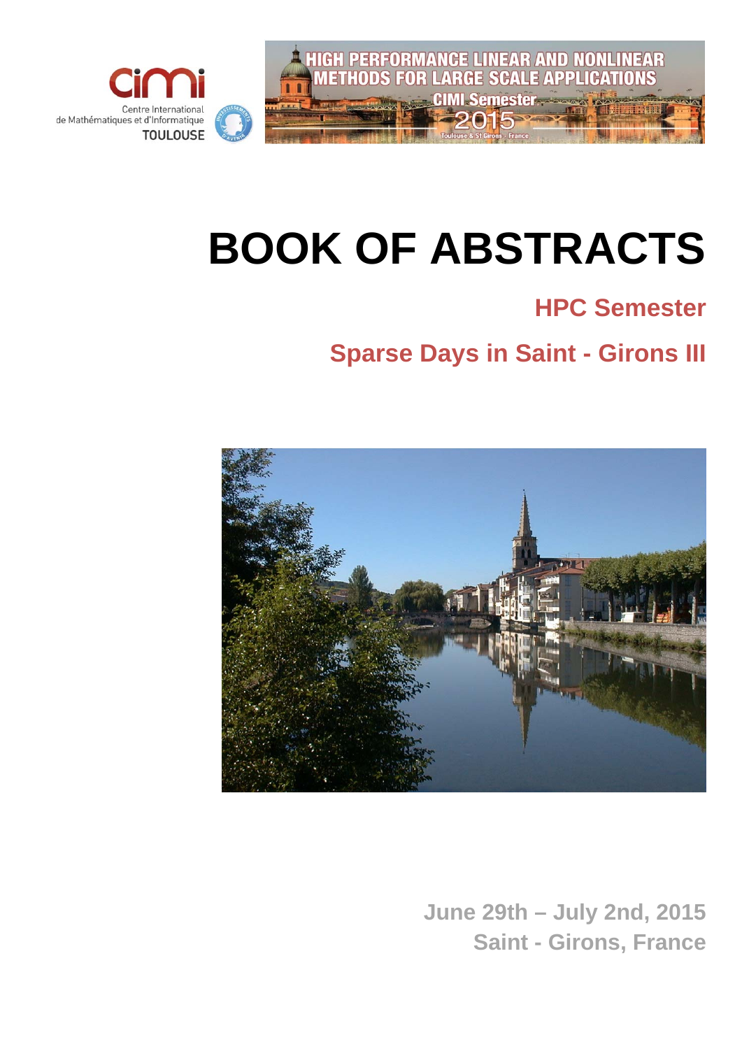cimi

Centre International de Mathématiques et d'Informatique

TOULOUSE

HIGH PERFORMANCE LINEAR AND NONLINEAR METHODS FOR LARGE SCALE APPLICATIONS

CIMI Semester 2015

Toulouse & St Girons - France

# BOOK OF ABSTRACTS

## HPC Semester

## Sparse Days in Saint - Girons III

June 29th – July 2nd, 2015

Saint - Girons, France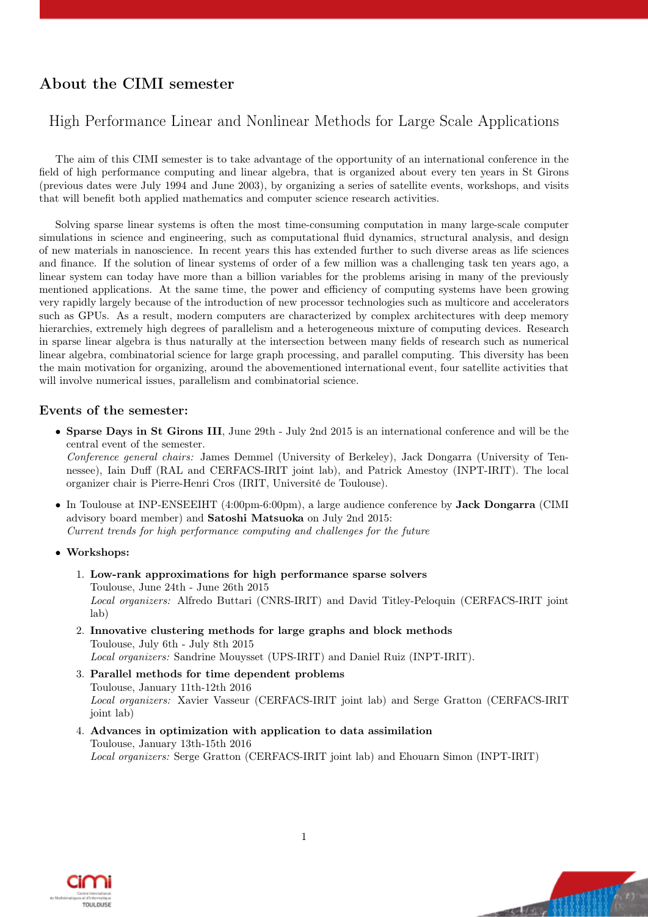## About the CIMI semester

### High Performance Linear and Nonlinear Methods for Large Scale Applications

The aim of this CIMI semester is to take advantage of the opportunity of an international conference in the field of high performance computing and linear algebra, that is organized about every ten years in St Girons (previous dates were July 1994 and June 2003), by organizing a series of satellite events, workshops, and visits that will benefit both applied mathematics and computer science research activities.

Solving sparse linear systems is often the most time-consuming computation in many large-scale computer simulations in science and engineering, such as computational fluid dynamics, structural analysis, and design of new materials in nanoscience. In recent years this has extended further to such diverse areas as life sciences and finance. If the solution of linear systems of order of a few million was a challenging task ten years ago, a linear system can today have more than a billion variables for the problems arising in many of the previously mentioned applications. At the same time, the power and efficiency of computing systems have been growing very rapidly largely because of the introduction of new processor technologies such as multicore and accelerators such as GPUs. As a result, modern computers are characterized by complex architectures with deep memory hierarchies, extremely high degrees of parallelism and a heterogeneous mixture of computing devices. Research in sparse linear algebra is thus naturally at the intersection between many fields of research such as numerical linear algebra, combinatorial science for large graph processing, and parallel computing. This diversity has been the main motivation for organizing, around the abovementioned international event, four satellite activities that will involve numerical issues, parallelism and combinatorial science.

### Events of the semester:

- **Sparse Days in St Girons III**, June 29th - July 2nd 2015 is an international conference and will be the central event of the semester.
  *Conference general chairs:* James Demmel (University of Berkeley), Jack Dongarra (University of Tennessee), Iain Duff (RAL and CERFACS-IRIT joint lab), and Patrick Amestoy (INPT-IRIT). The local organizer chair is Pierre-Henri Cros (IRIT, Université de Toulouse).

- In Toulouse at INP-ENSEEIHT (4:00pm-6:00pm), a large audience conference by **Jack Dongarra** (CIMI advisory board member) and **Satoshi Matsuoka** on July 2nd 2015:
  *Current trends for high performance computing and challenges for the future*

- **Workshops:**
  1. **Low-rank approximations for high performance sparse solvers**
     Toulouse, June 24th - June 26th 2015
     *Local organizers:* Alfredo Buttari (CNRS-IRIT) and David Titley-Peloquin (CERFACS-IRIT joint lab)
  2. **Innovative clustering methods for large graphs and block methods**
     Toulouse, July 6th - July 8th 2015
     *Local organizers:* Sandrine Mouysset (UPS-IRIT) and Daniel Ruiz (INPT-IRIT).
  3. **Parallel methods for time dependent problems**
     Toulouse, January 11th-12th 2016
     *Local organizers:* Xavier Vasseur (CERFACS-IRIT joint lab) and Serge Gratton (CERFACS-IRIT joint lab)
  4. **Advances in optimization with application to data assimilation**
     Toulouse, January 13th-15th 2016
     *Local organizers:* Serge Gratton (CERFACS-IRIT joint lab) and Ehouarn Simon (INPT-IRIT)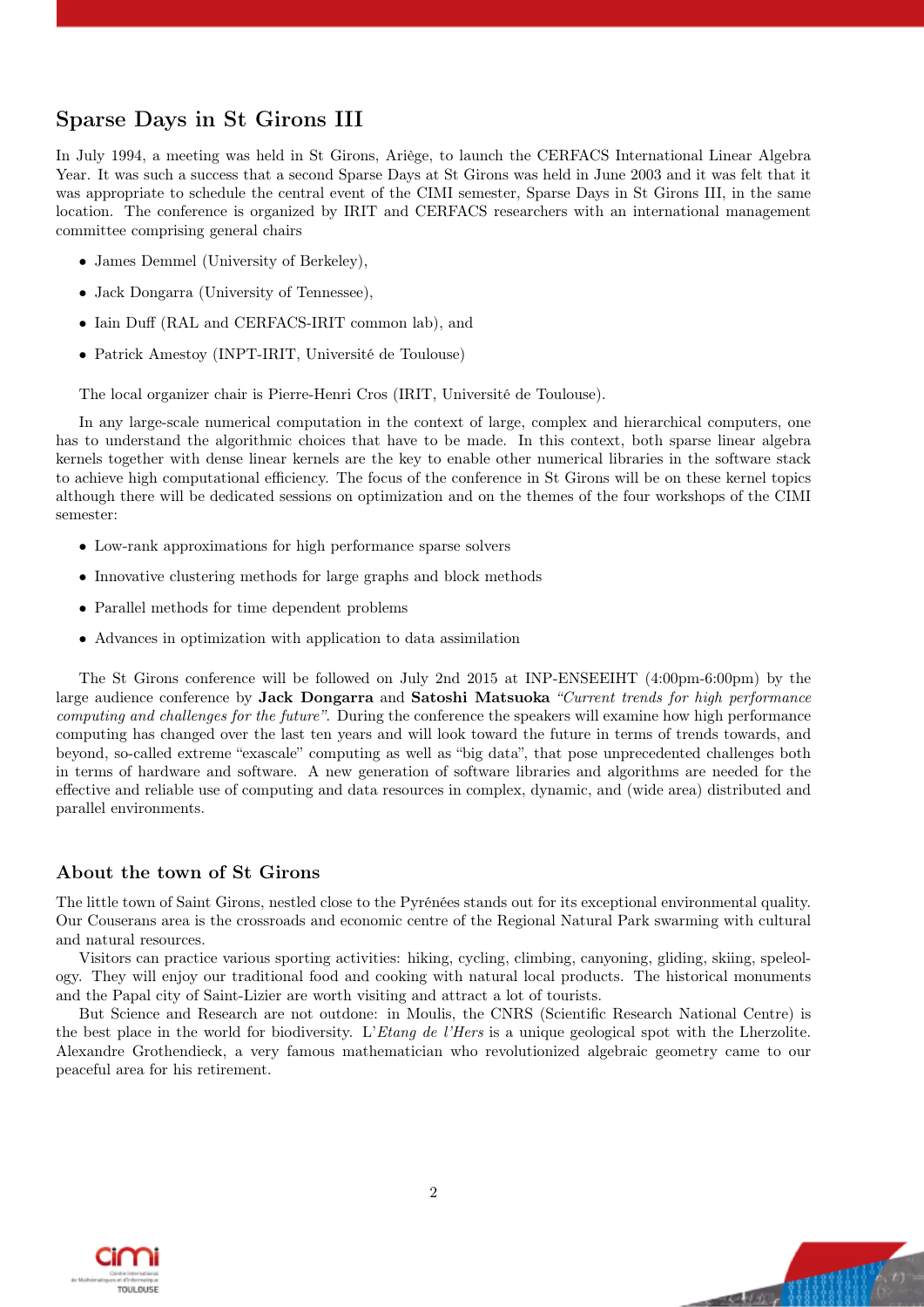## Sparse Days in St Girons III

In July 1994, a meeting was held in St Girons, Ariège, to launch the CERFACS International Linear Algebra Year. It was such a success that a second Sparse Days at St Girons was held in June 2003 and it was felt that it was appropriate to schedule the central event of the CIMI semester, Sparse Days in St Girons III, in the same location. The conference is organized by IRIT and CERFACS researchers with an international management committee comprising general chairs

- James Demmel (University of Berkeley),
- Jack Dongarra (University of Tennessee),
- Iain Duff (RAL and CERFACS-IRIT common lab), and
- Patrick Amestoy (INPT-IRIT, Université de Toulouse)

The local organizer chair is Pierre-Henri Cros (IRIT, Université de Toulouse).

In any large-scale numerical computation in the context of large, complex and hierarchical computers, one has to understand the algorithmic choices that have to be made. In this context, both sparse linear algebra kernels together with dense linear kernels are the key to enable other numerical libraries in the software stack to achieve high computational efficiency. The focus of the conference in St Girons will be on these kernel topics although there will be dedicated sessions on optimization and on the themes of the four workshops of the CIMI semester:

- Low-rank approximations for high performance sparse solvers
- Innovative clustering methods for large graphs and block methods
- Parallel methods for time dependent problems
- Advances in optimization with application to data assimilation

The St Girons conference will be followed on July 2nd 2015 at INP-ENSEEIHT (4:00pm-6:00pm) by the large audience conference by **Jack Dongarra** and **Satoshi Matsuoka** *"Current trends for high performance computing and challenges for the future"*. During the conference the speakers will examine how high performance computing has changed over the last ten years and will look toward the future in terms of trends towards, and beyond, so-called extreme "exascale" computing as well as "big data", that pose unprecedented challenges both in terms of hardware and software. A new generation of software libraries and algorithms are needed for the effective and reliable use of computing and data resources in complex, dynamic, and (wide area) distributed and parallel environments.

## About the town of St Girons

The little town of Saint Girons, nestled close to the Pyrénées stands out for its exceptional environmental quality. Our Couserans area is the crossroads and economic centre of the Regional Natural Park swarming with cultural and natural resources.

Visitors can practice various sporting activities: hiking, cycling, climbing, canyoning, gliding, skiing, speleology. They will enjoy our traditional food and cooking with natural local products. The historical monuments and the Papal city of Saint-Lizier are worth visiting and attract a lot of tourists.

But Science and Research are not outdone: in Moulis, the CNRS (Scientific Research National Centre) is the best place in the world for biodiversity. L'*Etang de l'Hers* is a unique geological spot with the Lherzolite. Alexandre Grothendieck, a very famous mathematician who revolutionized algebraic geometry came to our peaceful area for his retirement.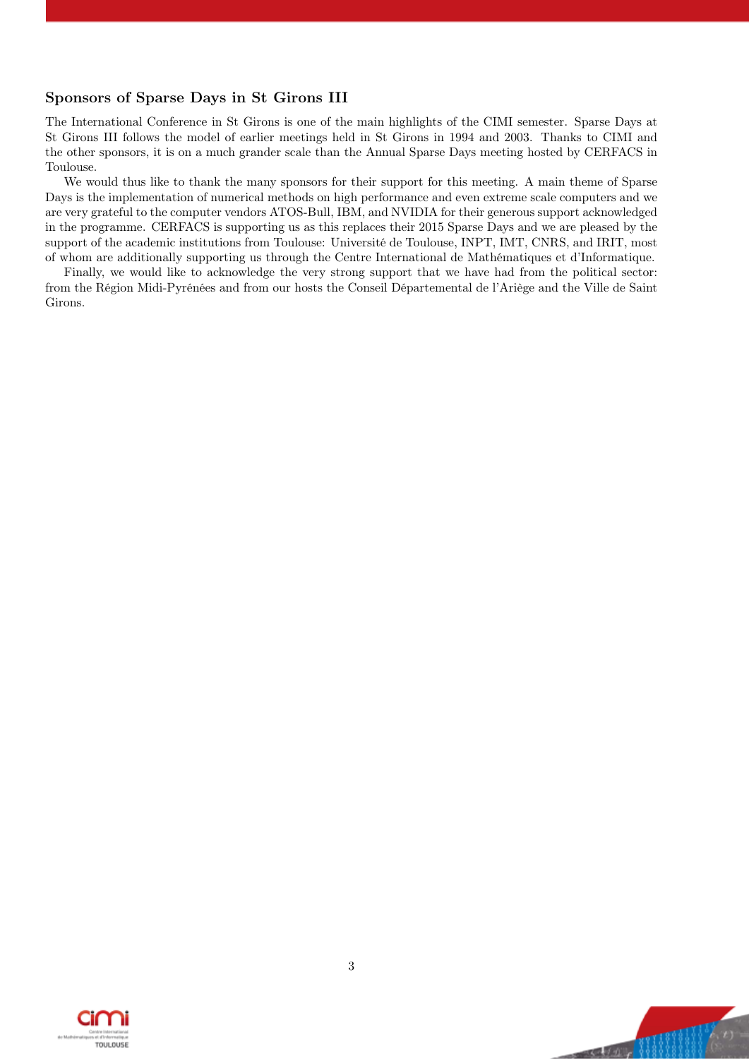### Sponsors of Sparse Days in St Girons III

The International Conference in St Girons is one of the main highlights of the CIMI semester. Sparse Days at St Girons III follows the model of earlier meetings held in St Girons in 1994 and 2003. Thanks to CIMI and the other sponsors, it is on a much grander scale than the Annual Sparse Days meeting hosted by CERFACS in Toulouse.

We would thus like to thank the many sponsors for their support for this meeting. A main theme of Sparse Days is the implementation of numerical methods on high performance and even extreme scale computers and we are very grateful to the computer vendors ATOS-Bull, IBM, and NVIDIA for their generous support acknowledged in the programme. CERFACS is supporting us as this replaces their 2015 Sparse Days and we are pleased by the support of the academic institutions from Toulouse: Université de Toulouse, INPT, IMT, CNRS, and IRIT, most of whom are additionally supporting us through the Centre International de Mathématiques et d'Informatique.

Finally, we would like to acknowledge the very strong support that we have had from the political sector: from the Région Midi-Pyrénées and from our hosts the Conseil Départemental de l'Ariège and the Ville de Saint Girons.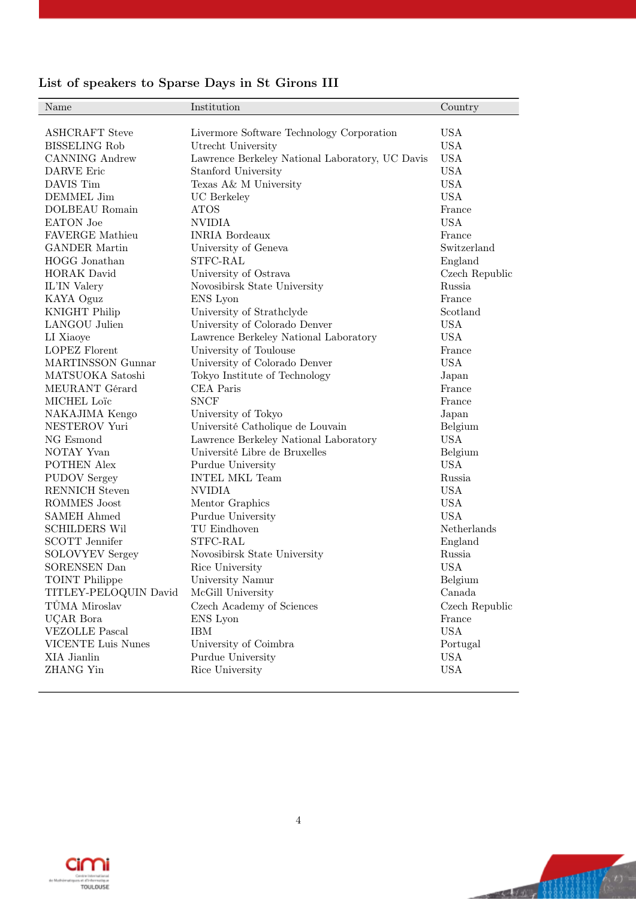### List of speakers to Sparse Days in St Girons III

| Name | Institution | Country |
|---|---|---|
| ASHCRAFT Steve | Livermore Software Technology Corporation | USA |
| BISSELING Rob | Utrecht University | USA |
| CANNING Andrew | Lawrence Berkeley National Laboratory, UC Davis | USA |
| DARVE Eric | Stanford University | USA |
| DAVIS Tim | Texas A& M University | USA |
| DEMMEL Jim | UC Berkeley | USA |
| DOLBEAU Romain | ATOS | France |
| EATON Joe | NVIDIA | USA |
| FAVERGE Mathieu | INRIA Bordeaux | France |
| GANDER Martin | University of Geneva | Switzerland |
| HOGG Jonathan | STFC-RAL | England |
| HORAK David | University of Ostrava | Czech Republic |
| IL'IN Valery | Novosibirsk State University | Russia |
| KAYA Oguz | ENS Lyon | France |
| KNIGHT Philip | University of Strathclyde | Scotland |
| LANGOU Julien | University of Colorado Denver | USA |
| LI Xiaoye | Lawrence Berkeley National Laboratory | USA |
| LOPEZ Florent | University of Toulouse | France |
| MARTINSSON Gunnar | University of Colorado Denver | USA |
| MATSUOKA Satoshi | Tokyo Institute of Technology | Japan |
| MEURANT Gérard | CEA Paris | France |
| MICHEL Loïc | SNCF | France |
| NAKAJIMA Kengo | University of Tokyo | Japan |
| NESTEROV Yuri | Université Catholique de Louvain | Belgium |
| NG Esmond | Lawrence Berkeley National Laboratory | USA |
| NOTAY Yvan | Université Libre de Bruxelles | Belgium |
| POTHEN Alex | Purdue University | USA |
| PUDOV Sergey | INTEL MKL Team | Russia |
| RENNICH Steven | NVIDIA | USA |
| ROMMES Joost | Mentor Graphics | USA |
| SAMEH Ahmed | Purdue University | USA |
| SCHILDERS Wil | TU Eindhoven | Netherlands |
| SCOTT Jennifer | STFC-RAL | England |
| SOLOVYEV Sergey | Novosibirsk State University | Russia |
| SORENSEN Dan | Rice University | USA |
| TOINT Philippe | University Namur | Belgium |
| TITLEY-PELOQUIN David | McGill University | Canada |
| TŮMA Miroslav | Czech Academy of Sciences | Czech Republic |
| UÇAR Bora | ENS Lyon | France |
| VEZOLLE Pascal | IBM | USA |
| VICENTE Luis Nunes | University of Coimbra | Portugal |
| XIA Jianlin | Purdue University | USA |
| ZHANG Yin | Rice University | USA |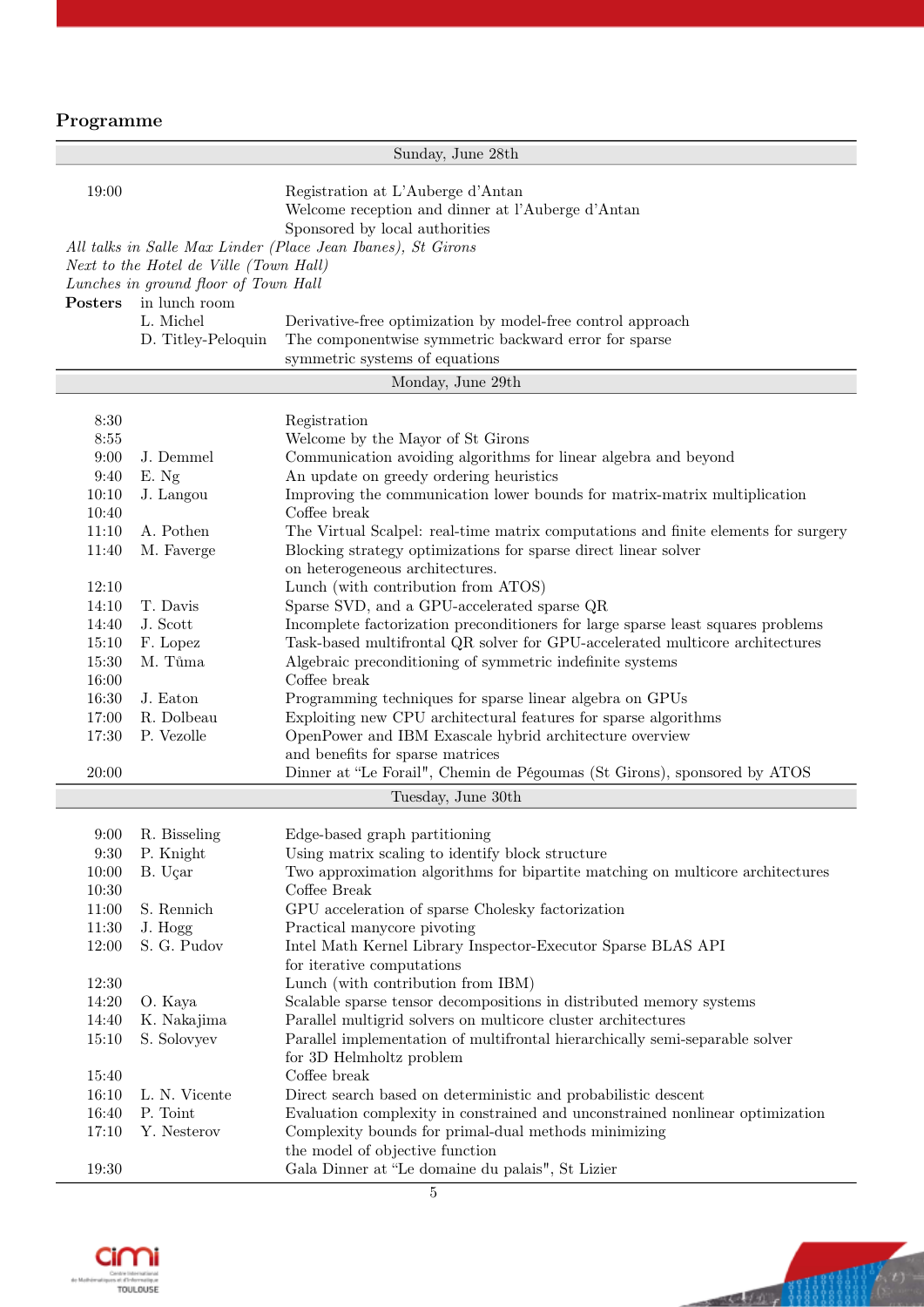## Programme

| Sunday, June 28th | | |
|---|---|---|
| 19:00 | | Registration at L'Auberge d'Antan |
| | | Welcome reception and dinner at l'Auberge d'Antan |
| | | Sponsored by local authorities |
| *All talks in Salle Max Linder (Place Jean Ibanes), St Girons* | | |
| *Next to the Hotel de Ville (Town Hall)* | | |
| *Lunches in ground floor of Town Hall* | | |
| **Posters** | in lunch room | |
| | L. Michel | Derivative-free optimization by model-free control approach |
| | D. Titley-Peloquin | The componentwise symmetric backward error for sparse symmetric systems of equations |

| Monday, June 29th | | |
|---|---|---|
| 8:30 | | Registration |
| 8:55 | | Welcome by the Mayor of St Girons |
| 9:00 | J. Demmel | Communication avoiding algorithms for linear algebra and beyond |
| 9:40 | E. Ng | An update on greedy ordering heuristics |
| 10:10 | J. Langou | Improving the communication lower bounds for matrix-matrix multiplication |
| 10:40 | | Coffee break |
| 11:10 | A. Pothen | The Virtual Scalpel: real-time matrix computations and finite elements for surgery |
| 11:40 | M. Faverge | Blocking strategy optimizations for sparse direct linear solver on heterogeneous architectures. |
| 12:10 | | Lunch (with contribution from ATOS) |
| 14:10 | T. Davis | Sparse SVD, and a GPU-accelerated sparse QR |
| 14:40 | J. Scott | Incomplete factorization preconditioners for large sparse least squares problems |
| 15:10 | F. Lopez | Task-based multifrontal QR solver for GPU-accelerated multicore architectures |
| 15:30 | M. Tůma | Algebraic preconditioning of symmetric indefinite systems |
| 16:00 | | Coffee break |
| 16:30 | J. Eaton | Programming techniques for sparse linear algebra on GPUs |
| 17:00 | R. Dolbeau | Exploiting new CPU architectural features for sparse algorithms |
| 17:30 | P. Vezolle | OpenPower and IBM Exascale hybrid architecture overview and benefits for sparse matrices |
| 20:00 | | Dinner at "Le Forail", Chemin de Pégoumas (St Girons), sponsored by ATOS |

| Tuesday, June 30th | | |
|---|---|---|
| 9:00 | R. Bisseling | Edge-based graph partitioning |
| 9:30 | P. Knight | Using matrix scaling to identify block structure |
| 10:00 | B. Uçar | Two approximation algorithms for bipartite matching on multicore architectures |
| 10:30 | | Coffee Break |
| 11:00 | S. Rennich | GPU acceleration of sparse Cholesky factorization |
| 11:30 | J. Hogg | Practical manycore pivoting |
| 12:00 | S. G. Pudov | Intel Math Kernel Library Inspector-Executor Sparse BLAS API for iterative computations |
| 12:30 | | Lunch (with contribution from IBM) |
| 14:20 | O. Kaya | Scalable sparse tensor decompositions in distributed memory systems |
| 14:40 | K. Nakajima | Parallel multigrid solvers on multicore cluster architectures |
| 15:10 | S. Solovyev | Parallel implementation of multifrontal hierarchically semi-separable solver for 3D Helmholtz problem |
| 15:40 | | Coffee break |
| 16:10 | L. N. Vicente | Direct search based on deterministic and probabilistic descent |
| 16:40 | P. Toint | Evaluation complexity in constrained and unconstrained nonlinear optimization |
| 17:10 | Y. Nesterov | Complexity bounds for primal-dual methods minimizing the model of objective function |
| 19:30 | | Gala Dinner at "Le domaine du palais", St Lizier |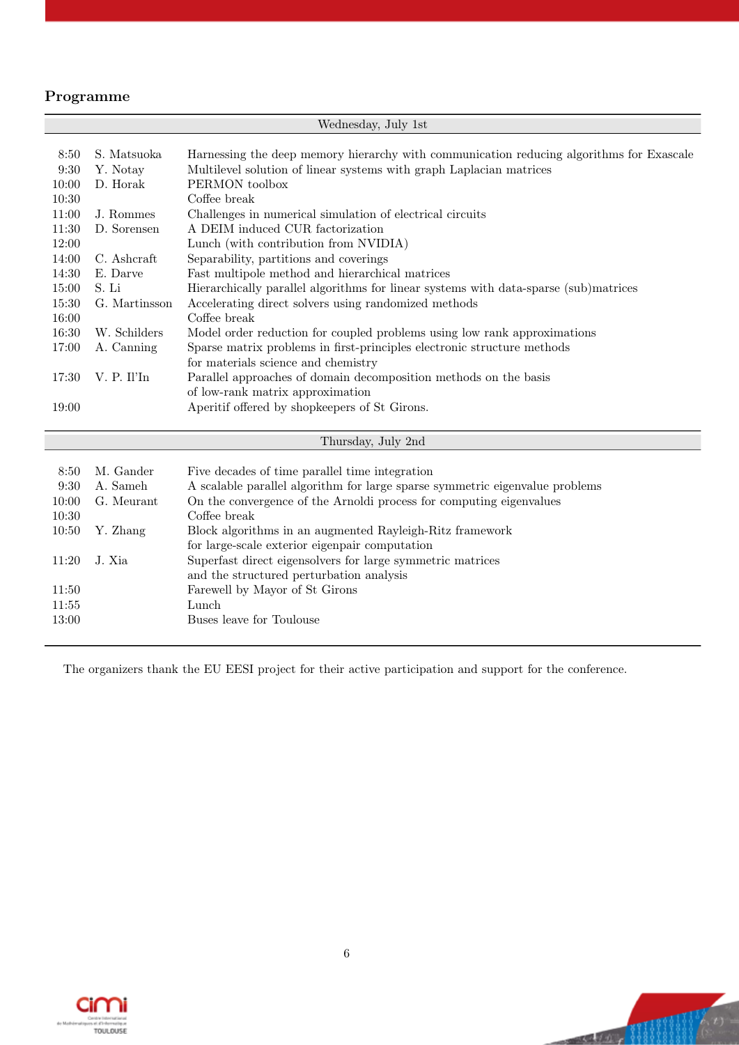## Programme

| Wednesday, July 1st | | |
|---|---|---|
| 8:50 | S. Matsuoka | Harnessing the deep memory hierarchy with communication reducing algorithms for Exascale |
| 9:30 | Y. Notay | Multilevel solution of linear systems with graph Laplacian matrices |
| 10:00 | D. Horak | PERMON toolbox |
| 10:30 | | Coffee break |
| 11:00 | J. Rommes | Challenges in numerical simulation of electrical circuits |
| 11:30 | D. Sorensen | A DEIM induced CUR factorization |
| 12:00 | | Lunch (with contribution from NVIDIA) |
| 14:00 | C. Ashcraft | Separability, partitions and coverings |
| 14:30 | E. Darve | Fast multipole method and hierarchical matrices |
| 15:00 | S. Li | Hierarchically parallel algorithms for linear systems with data-sparse (sub)matrices |
| 15:30 | G. Martinsson | Accelerating direct solvers using randomized methods |
| 16:00 | | Coffee break |
| 16:30 | W. Schilders | Model order reduction for coupled problems using low rank approximations |
| 17:00 | A. Canning | Sparse matrix problems in first-principles electronic structure methods for materials science and chemistry |
| 17:30 | V. P. Il'In | Parallel approaches of domain decomposition methods on the basis of low-rank matrix approximation |
| 19:00 | | Aperitif offered by shopkeepers of St Girons. |

| Thursday, July 2nd | | |
|---|---|---|
| 8:50 | M. Gander | Five decades of time parallel time integration |
| 9:30 | A. Sameh | A scalable parallel algorithm for large sparse symmetric eigenvalue problems |
| 10:00 | G. Meurant | On the convergence of the Arnoldi process for computing eigenvalues |
| 10:30 | | Coffee break |
| 10:50 | Y. Zhang | Block algorithms in an augmented Rayleigh-Ritz framework for large-scale exterior eigenpair computation |
| 11:20 | J. Xia | Superfast direct eigensolvers for large symmetric matrices and the structured perturbation analysis |
| 11:50 | | Farewell by Mayor of St Girons |
| 11:55 | | Lunch |
| 13:00 | | Buses leave for Toulouse |

The organizers thank the EU EESI project for their active participation and support for the conference.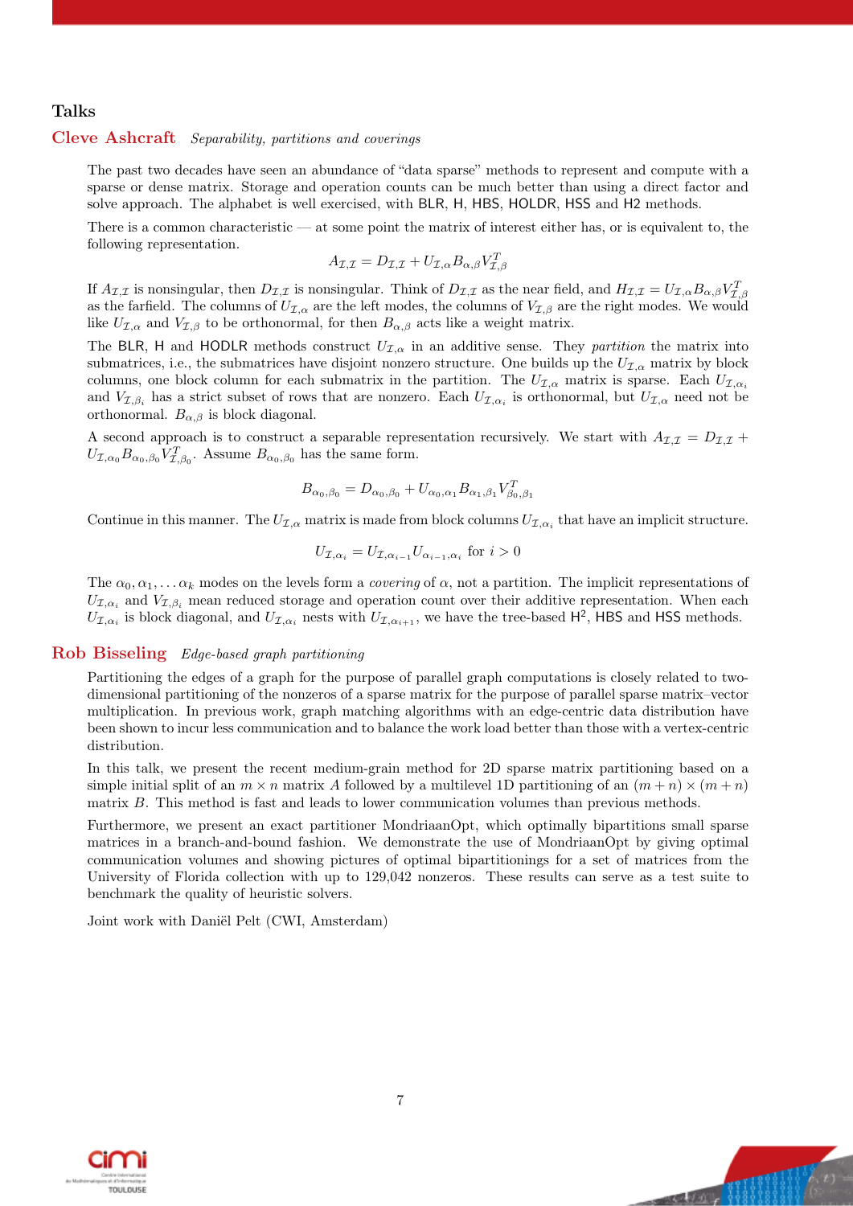## Talks

### Cleve Ashcraft *Separability, partitions and coverings*

The past two decades have seen an abundance of “data sparse” methods to represent and compute with a sparse or dense matrix. Storage and operation counts can be much better than using a direct factor and solve approach. The alphabet is well exercised, with BLR, H, HBS, HOLDR, HSS and H2 methods.

There is a common characteristic — at some point the matrix of interest either has, or is equivalent to, the following representation.

$$A_{\mathcal{I},\mathcal{I}} = D_{\mathcal{I},\mathcal{I}} + U_{\mathcal{I},\alpha} B_{\alpha,\beta} V_{\mathcal{I},\beta}^T$$

If $A_{\mathcal{I},\mathcal{I}}$ is nonsingular, then $D_{\mathcal{I},\mathcal{I}}$ is nonsingular. Think of $D_{\mathcal{I},\mathcal{I}}$ as the near field, and $H_{\mathcal{I},\mathcal{I}} = U_{\mathcal{I},\alpha} B_{\alpha,\beta} V_{\mathcal{I},\beta}^T$ as the farfield. The columns of $U_{\mathcal{I},\alpha}$ are the left modes, the columns of $V_{\mathcal{I},\beta}$ are the right modes. We would like $U_{\mathcal{I},\alpha}$ and $V_{\mathcal{I},\beta}$ to be orthonormal, for then $B_{\alpha,\beta}$ acts like a weight matrix.

The BLR, H and HODLR methods construct $U_{\mathcal{I},\alpha}$ in an additive sense. They *partition* the matrix into submatrices, i.e., the submatrices have disjoint nonzero structure. One builds up the $U_{\mathcal{I},\alpha}$ matrix by block columns, one block column for each submatrix in the partition. The $U_{\mathcal{I},\alpha}$ matrix is sparse. Each $U_{\mathcal{I},\alpha_i}$ and $V_{\mathcal{I},\beta_i}$ has a strict subset of rows that are nonzero. Each $U_{\mathcal{I},\alpha_i}$ is orthonormal, but $U_{\mathcal{I},\alpha}$ need not be orthonormal. $B_{\alpha,\beta}$ is block diagonal.

A second approach is to construct a separable representation recursively. We start with $A_{\mathcal{I},\mathcal{I}} = D_{\mathcal{I},\mathcal{I}} + U_{\mathcal{I},\alpha_0} B_{\alpha_0,\beta_0} V_{\mathcal{I},\beta_0}^T$. Assume $B_{\alpha_0,\beta_0}$ has the same form.

$$B_{\alpha_0,\beta_0} = D_{\alpha_0,\beta_0} + U_{\alpha_0,\alpha_1} B_{\alpha_1,\beta_1} V_{\beta_0,\beta_1}^T$$

Continue in this manner. The $U_{\mathcal{I},\alpha}$ matrix is made from block columns $U_{\mathcal{I},\alpha_i}$ that have an implicit structure.

$$U_{\mathcal{I},\alpha_i} = U_{\mathcal{I},\alpha_{i-1}} U_{\alpha_{i-1},\alpha_i} \text{ for } i > 0$$

The $\alpha_0, \alpha_1, \ldots \alpha_k$ modes on the levels form a *covering* of $\alpha$, not a partition. The implicit representations of $U_{\mathcal{I},\alpha_i}$ and $V_{\mathcal{I},\beta_i}$ mean reduced storage and operation count over their additive representation. When each $U_{\mathcal{I},\alpha_i}$ is block diagonal, and $U_{\mathcal{I},\alpha_i}$ nests with $U_{\mathcal{I},\alpha_{i+1}}$, we have the tree-based H$^2$, HBS and HSS methods.

### Rob Bisseling *Edge-based graph partitioning*

Partitioning the edges of a graph for the purpose of parallel graph computations is closely related to two-dimensional partitioning of the nonzeros of a sparse matrix for the purpose of parallel sparse matrix–vector multiplication. In previous work, graph matching algorithms with an edge-centric data distribution have been shown to incur less communication and to balance the work load better than those with a vertex-centric distribution.

In this talk, we present the recent medium-grain method for 2D sparse matrix partitioning based on a simple initial split of an $m \times n$ matrix $A$ followed by a multilevel 1D partitioning of an $(m + n) \times (m + n)$ matrix $B$. This method is fast and leads to lower communication volumes than previous methods.

Furthermore, we present an exact partitioner MondriaanOpt, which optimally bipartitions small sparse matrices in a branch-and-bound fashion. We demonstrate the use of MondriaanOpt by giving optimal communication volumes and showing pictures of optimal bipartitionings for a set of matrices from the University of Florida collection with up to 129,042 nonzeros. These results can serve as a test suite to benchmark the quality of heuristic solvers.

Joint work with Daniël Pelt (CWI, Amsterdam)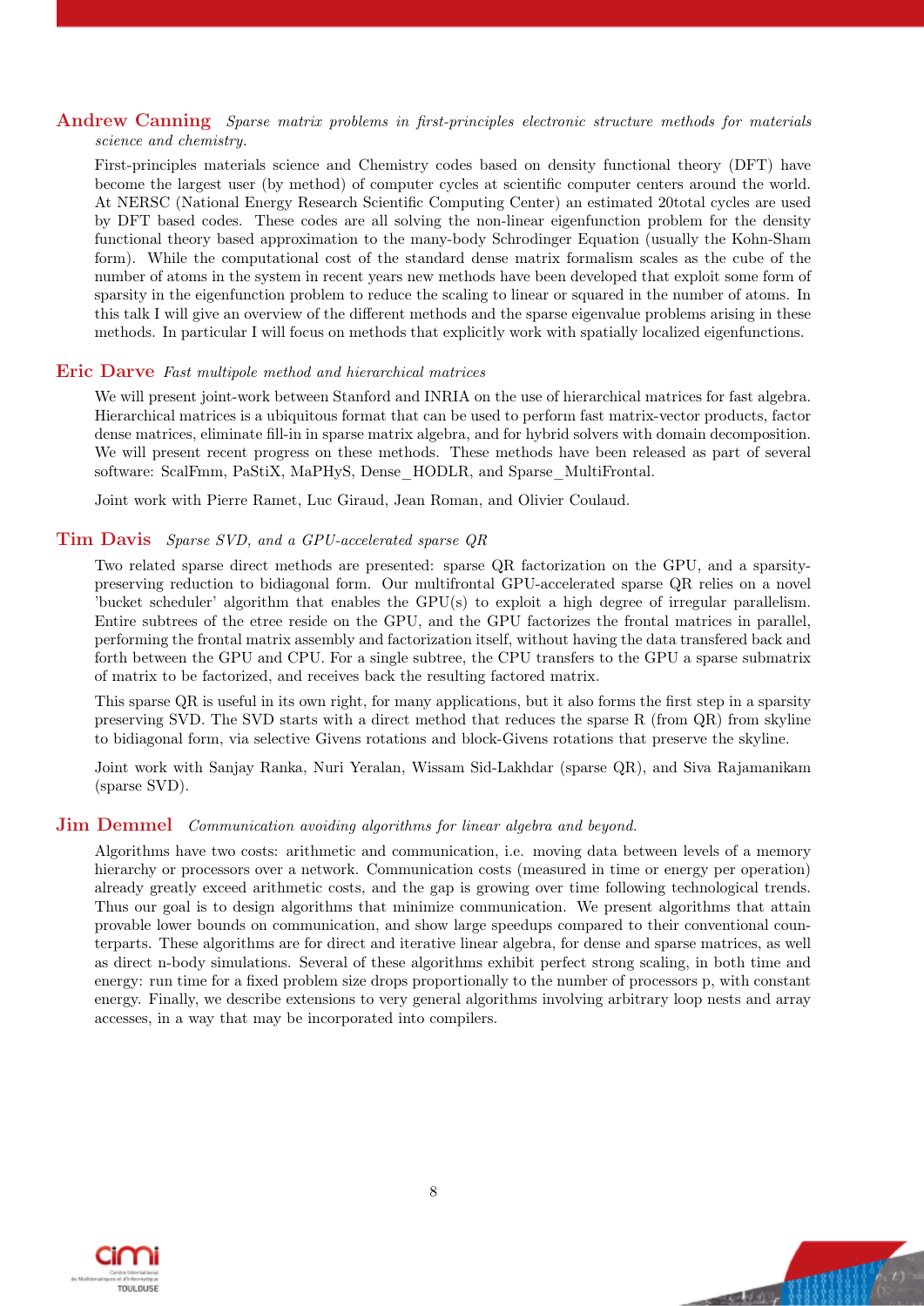**Andrew Canning** *Sparse matrix problems in first-principles electronic structure methods for materials science and chemistry.*

First-principles materials science and Chemistry codes based on density functional theory (DFT) have become the largest user (by method) of computer cycles at scientific computer centers around the world. At NERSC (National Energy Research Scientific Computing Center) an estimated 20total cycles are used by DFT based codes. These codes are all solving the non-linear eigenfunction problem for the density functional theory based approximation to the many-body Schrodinger Equation (usually the Kohn-Sham form). While the computational cost of the standard dense matrix formalism scales as the cube of the number of atoms in the system in recent years new methods have been developed that exploit some form of sparsity in the eigenfunction problem to reduce the scaling to linear or squared in the number of atoms. In this talk I will give an overview of the different methods and the sparse eigenvalue problems arising in these methods. In particular I will focus on methods that explicitly work with spatially localized eigenfunctions.

**Eric Darve** *Fast multipole method and hierarchical matrices*

We will present joint-work between Stanford and INRIA on the use of hierarchical matrices for fast algebra. Hierarchical matrices is a ubiquitous format that can be used to perform fast matrix-vector products, factor dense matrices, eliminate fill-in in sparse matrix algebra, and for hybrid solvers with domain decomposition. We will present recent progress on these methods. These methods have been released as part of several software: ScalFmm, PaStiX, MaPHyS, Dense_HODLR, and Sparse_MultiFrontal.

Joint work with Pierre Ramet, Luc Giraud, Jean Roman, and Olivier Coulaud.

**Tim Davis** *Sparse SVD, and a GPU-accelerated sparse QR*

Two related sparse direct methods are presented: sparse QR factorization on the GPU, and a sparsity-preserving reduction to bidiagonal form. Our multifrontal GPU-accelerated sparse QR relies on a novel 'bucket scheduler' algorithm that enables the GPU(s) to exploit a high degree of irregular parallelism. Entire subtrees of the etree reside on the GPU, and the GPU factorizes the frontal matrices in parallel, performing the frontal matrix assembly and factorization itself, without having the data transfered back and forth between the GPU and CPU. For a single subtree, the CPU transfers to the GPU a sparse submatrix of matrix to be factorized, and receives back the resulting factored matrix.

This sparse QR is useful in its own right, for many applications, but it also forms the first step in a sparsity preserving SVD. The SVD starts with a direct method that reduces the sparse R (from QR) from skyline to bidiagonal form, via selective Givens rotations and block-Givens rotations that preserve the skyline.

Joint work with Sanjay Ranka, Nuri Yeralan, Wissam Sid-Lakhdar (sparse QR), and Siva Rajamanikam (sparse SVD).

**Jim Demmel** *Communication avoiding algorithms for linear algebra and beyond.*

Algorithms have two costs: arithmetic and communication, i.e. moving data between levels of a memory hierarchy or processors over a network. Communication costs (measured in time or energy per operation) already greatly exceed arithmetic costs, and the gap is growing over time following technological trends. Thus our goal is to design algorithms that minimize communication. We present algorithms that attain provable lower bounds on communication, and show large speedups compared to their conventional counterparts. These algorithms are for direct and iterative linear algebra, for dense and sparse matrices, as well as direct n-body simulations. Several of these algorithms exhibit perfect strong scaling, in both time and energy: run time for a fixed problem size drops proportionally to the number of processors p, with constant energy. Finally, we describe extensions to very general algorithms involving arbitrary loop nests and array accesses, in a way that may be incorporated into compilers.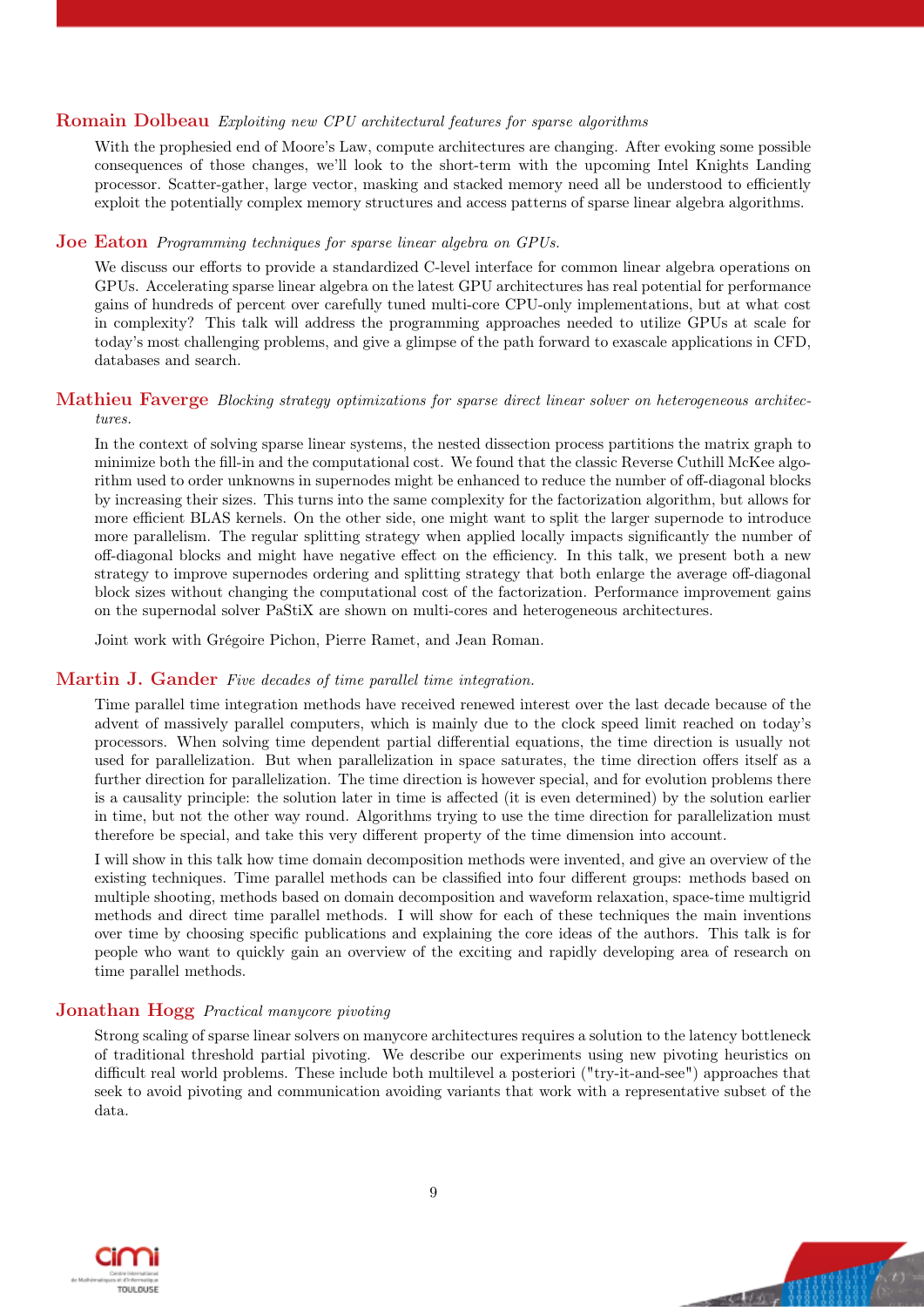**Romain Dolbeau** *Exploiting new CPU architectural features for sparse algorithms*

With the prophesied end of Moore's Law, compute architectures are changing. After evoking some possible consequences of those changes, we'll look to the short-term with the upcoming Intel Knights Landing processor. Scatter-gather, large vector, masking and stacked memory need all be understood to efficiently exploit the potentially complex memory structures and access patterns of sparse linear algebra algorithms.

**Joe Eaton** *Programming techniques for sparse linear algebra on GPUs.*

We discuss our efforts to provide a standardized C-level interface for common linear algebra operations on GPUs. Accelerating sparse linear algebra on the latest GPU architectures has real potential for performance gains of hundreds of percent over carefully tuned multi-core CPU-only implementations, but at what cost in complexity? This talk will address the programming approaches needed to utilize GPUs at scale for today's most challenging problems, and give a glimpse of the path forward to exascale applications in CFD, databases and search.

**Mathieu Faverge** *Blocking strategy optimizations for sparse direct linear solver on heterogeneous architectures.*

In the context of solving sparse linear systems, the nested dissection process partitions the matrix graph to minimize both the fill-in and the computational cost. We found that the classic Reverse Cuthill McKee algorithm used to order unknowns in supernodes might be enhanced to reduce the number of off-diagonal blocks by increasing their sizes. This turns into the same complexity for the factorization algorithm, but allows for more efficient BLAS kernels. On the other side, one might want to split the larger supernode to introduce more parallelism. The regular splitting strategy when applied locally impacts significantly the number of off-diagonal blocks and might have negative effect on the efficiency. In this talk, we present both a new strategy to improve supernodes ordering and splitting strategy that both enlarge the average off-diagonal block sizes without changing the computational cost of the factorization. Performance improvement gains on the supernodal solver PaStiX are shown on multi-cores and heterogeneous architectures.

Joint work with Grégoire Pichon, Pierre Ramet, and Jean Roman.

**Martin J. Gander** *Five decades of time parallel time integration.*

Time parallel time integration methods have received renewed interest over the last decade because of the advent of massively parallel computers, which is mainly due to the clock speed limit reached on today's processors. When solving time dependent partial differential equations, the time direction is usually not used for parallelization. But when parallelization in space saturates, the time direction offers itself as a further direction for parallelization. The time direction is however special, and for evolution problems there is a causality principle: the solution later in time is affected (it is even determined) by the solution earlier in time, but not the other way round. Algorithms trying to use the time direction for parallelization must therefore be special, and take this very different property of the time dimension into account.

I will show in this talk how time domain decomposition methods were invented, and give an overview of the existing techniques. Time parallel methods can be classified into four different groups: methods based on multiple shooting, methods based on domain decomposition and waveform relaxation, space-time multigrid methods and direct time parallel methods. I will show for each of these techniques the main inventions over time by choosing specific publications and explaining the core ideas of the authors. This talk is for people who want to quickly gain an overview of the exciting and rapidly developing area of research on time parallel methods.

**Jonathan Hogg** *Practical manycore pivoting*

Strong scaling of sparse linear solvers on manycore architectures requires a solution to the latency bottleneck of traditional threshold partial pivoting. We describe our experiments using new pivoting heuristics on difficult real world problems. These include both multilevel a posteriori ("try-it-and-see") approaches that seek to avoid pivoting and communication avoiding variants that work with a representative subset of the data.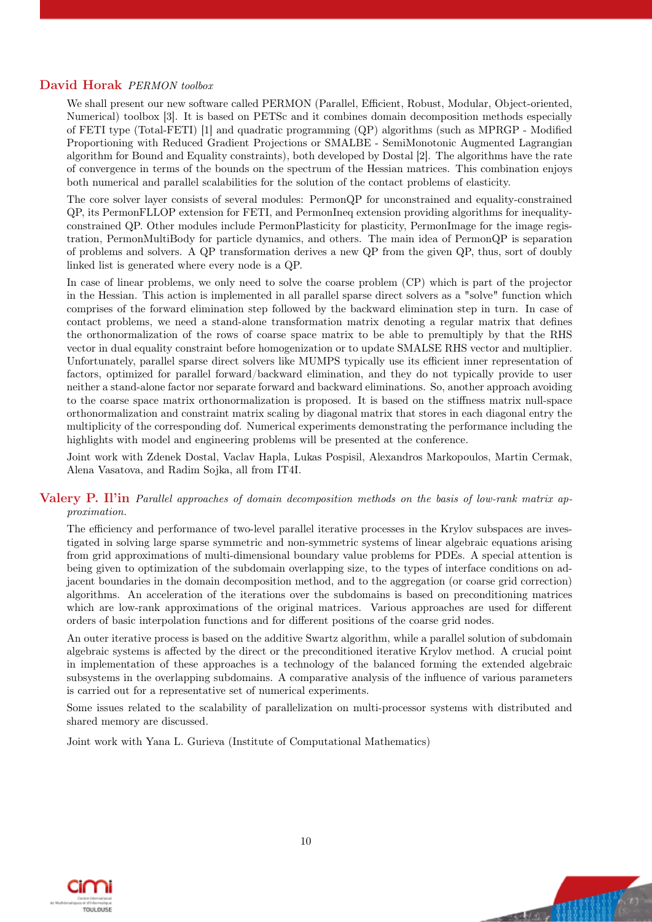### **David Horak** *PERMON toolbox*

We shall present our new software called PERMON (Parallel, Efficient, Robust, Modular, Object-oriented, Numerical) toolbox [3]. It is based on PETSc and it combines domain decomposition methods especially of FETI type (Total-FETI) [1] and quadratic programming (QP) algorithms (such as MPRGP - Modified Proportioning with Reduced Gradient Projections or SMALBE - SemiMonotonic Augmented Lagrangian algorithm for Bound and Equality constraints), both developed by Dostal [2]. The algorithms have the rate of convergence in terms of the bounds on the spectrum of the Hessian matrices. This combination enjoys both numerical and parallel scalabilities for the solution of the contact problems of elasticity.

The core solver layer consists of several modules: PermonQP for unconstrained and equality-constrained QP, its PermonFLLOP extension for FETI, and PermonIneq extension providing algorithms for inequality-constrained QP. Other modules include PermonPlasticity for plasticity, PermonImage for the image registration, PermonMultiBody for particle dynamics, and others. The main idea of PermonQP is separation of problems and solvers. A QP transformation derives a new QP from the given QP, thus, sort of doubly linked list is generated where every node is a QP.

In case of linear problems, we only need to solve the coarse problem (CP) which is part of the projector in the Hessian. This action is implemented in all parallel sparse direct solvers as a "solve" function which comprises of the forward elimination step followed by the backward elimination step in turn. In case of contact problems, we need a stand-alone transformation matrix denoting a regular matrix that defines the orthonormalization of the rows of coarse space matrix to be able to premultiply by that the RHS vector in dual equality constraint before homogenization or to update SMALSE RHS vector and multiplier. Unfortunately, parallel sparse direct solvers like MUMPS typically use its efficient inner representation of factors, optimized for parallel forward/backward elimination, and they do not typically provide to user neither a stand-alone factor nor separate forward and backward eliminations. So, another approach avoiding to the coarse space matrix orthonormalization is proposed. It is based on the stiffness matrix null-space orthonormalization and constraint matrix scaling by diagonal matrix that stores in each diagonal entry the multiplicity of the corresponding dof. Numerical experiments demonstrating the performance including the highlights with model and engineering problems will be presented at the conference.

Joint work with Zdenek Dostal, Vaclav Hapla, Lukas Pospisil, Alexandros Markopoulos, Martin Cermak, Alena Vasatova, and Radim Sojka, all from IT4I.

### **Valery P. Il'in** *Parallel approaches of domain decomposition methods on the basis of low-rank matrix approximation.*

The efficiency and performance of two-level parallel iterative processes in the Krylov subspaces are investigated in solving large sparse symmetric and non-symmetric systems of linear algebraic equations arising from grid approximations of multi-dimensional boundary value problems for PDEs. A special attention is being given to optimization of the subdomain overlapping size, to the types of interface conditions on adjacent boundaries in the domain decomposition method, and to the aggregation (or coarse grid correction) algorithms. An acceleration of the iterations over the subdomains is based on preconditioning matrices which are low-rank approximations of the original matrices. Various approaches are used for different orders of basic interpolation functions and for different positions of the coarse grid nodes.

An outer iterative process is based on the additive Swartz algorithm, while a parallel solution of subdomain algebraic systems is affected by the direct or the preconditioned iterative Krylov method. A crucial point in implementation of these approaches is a technology of the balanced forming the extended algebraic subsystems in the overlapping subdomains. A comparative analysis of the influence of various parameters is carried out for a representative set of numerical experiments.

Some issues related to the scalability of parallelization on multi-processor systems with distributed and shared memory are discussed.

Joint work with Yana L. Gurieva (Institute of Computational Mathematics)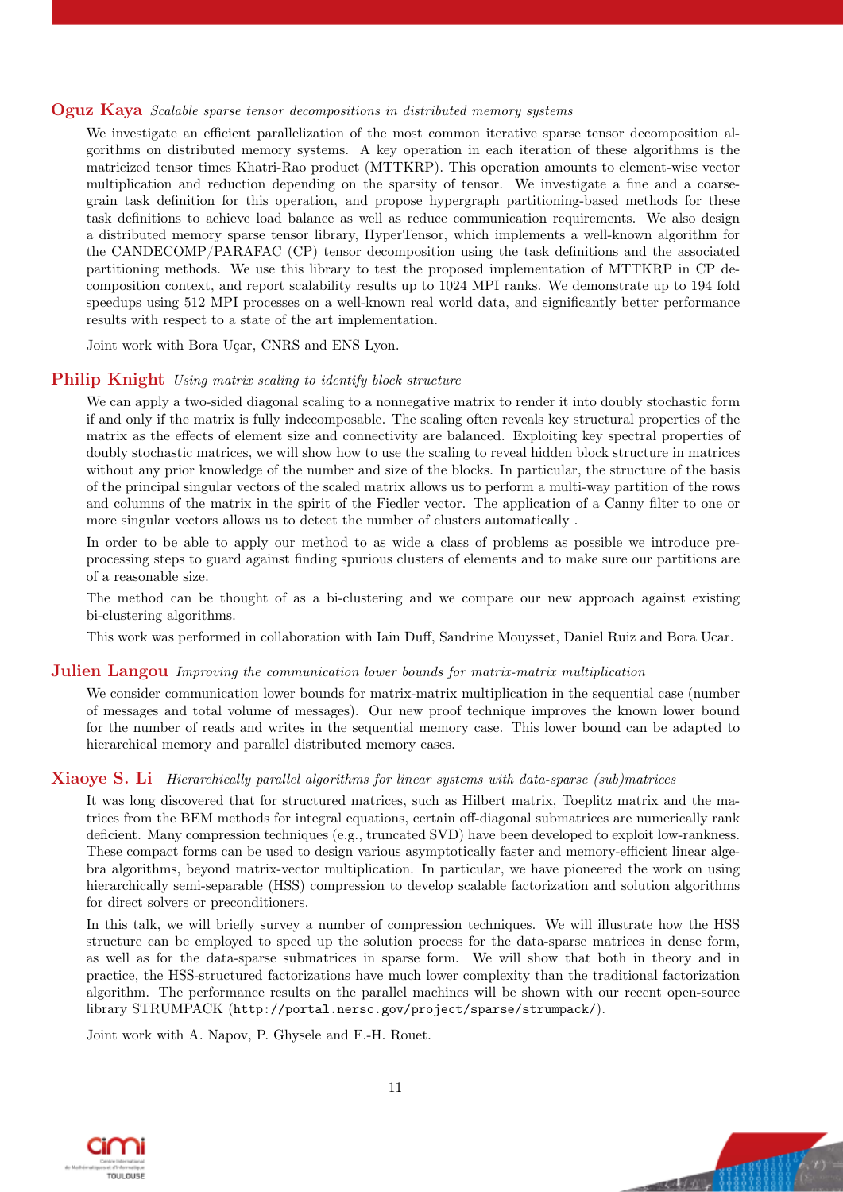**Oguz Kaya** *Scalable sparse tensor decompositions in distributed memory systems*

We investigate an efficient parallelization of the most common iterative sparse tensor decomposition algorithms on distributed memory systems. A key operation in each iteration of these algorithms is the matricized tensor times Khatri-Rao product (MTTKRP). This operation amounts to element-wise vector multiplication and reduction depending on the sparsity of tensor. We investigate a fine and a coarse-grain task definition for this operation, and propose hypergraph partitioning-based methods for these task definitions to achieve load balance as well as reduce communication requirements. We also design a distributed memory sparse tensor library, HyperTensor, which implements a well-known algorithm for the CANDECOMP/PARAFAC (CP) tensor decomposition using the task definitions and the associated partitioning methods. We use this library to test the proposed implementation of MTTKRP in CP decomposition context, and report scalability results up to 1024 MPI ranks. We demonstrate up to 194 fold speedups using 512 MPI processes on a well-known real world data, and significantly better performance results with respect to a state of the art implementation.

Joint work with Bora Uçar, CNRS and ENS Lyon.

**Philip Knight** *Using matrix scaling to identify block structure*

We can apply a two-sided diagonal scaling to a nonnegative matrix to render it into doubly stochastic form if and only if the matrix is fully indecomposable. The scaling often reveals key structural properties of the matrix as the effects of element size and connectivity are balanced. Exploiting key spectral properties of doubly stochastic matrices, we will show how to use the scaling to reveal hidden block structure in matrices without any prior knowledge of the number and size of the blocks. In particular, the structure of the basis of the principal singular vectors of the scaled matrix allows us to perform a multi-way partition of the rows and columns of the matrix in the spirit of the Fiedler vector. The application of a Canny filter to one or more singular vectors allows us to detect the number of clusters automatically .

In order to be able to apply our method to as wide a class of problems as possible we introduce pre-processing steps to guard against finding spurious clusters of elements and to make sure our partitions are of a reasonable size.

The method can be thought of as a bi-clustering and we compare our new approach against existing bi-clustering algorithms.

This work was performed in collaboration with Iain Duff, Sandrine Mouysset, Daniel Ruiz and Bora Ucar.

**Julien Langou** *Improving the communication lower bounds for matrix-matrix multiplication*

We consider communication lower bounds for matrix-matrix multiplication in the sequential case (number of messages and total volume of messages). Our new proof technique improves the known lower bound for the number of reads and writes in the sequential memory case. This lower bound can be adapted to hierarchical memory and parallel distributed memory cases.

**Xiaoye S. Li** *Hierarchically parallel algorithms for linear systems with data-sparse (sub)matrices*

It was long discovered that for structured matrices, such as Hilbert matrix, Toeplitz matrix and the matrices from the BEM methods for integral equations, certain off-diagonal submatrices are numerically rank deficient. Many compression techniques (e.g., truncated SVD) have been developed to exploit low-rankness. These compact forms can be used to design various asymptotically faster and memory-efficient linear algebra algorithms, beyond matrix-vector multiplication. In particular, we have pioneered the work on using hierarchically semi-separable (HSS) compression to develop scalable factorization and solution algorithms for direct solvers or preconditioners.

In this talk, we will briefly survey a number of compression techniques. We will illustrate how the HSS structure can be employed to speed up the solution process for the data-sparse matrices in dense form, as well as for the data-sparse submatrices in sparse form. We will show that both in theory and in practice, the HSS-structured factorizations have much lower complexity than the traditional factorization algorithm. The performance results on the parallel machines will be shown with our recent open-source library STRUMPACK (`http://portal.nersc.gov/project/sparse/strumpack/`).

Joint work with A. Napov, P. Ghysele and F.-H. Rouet.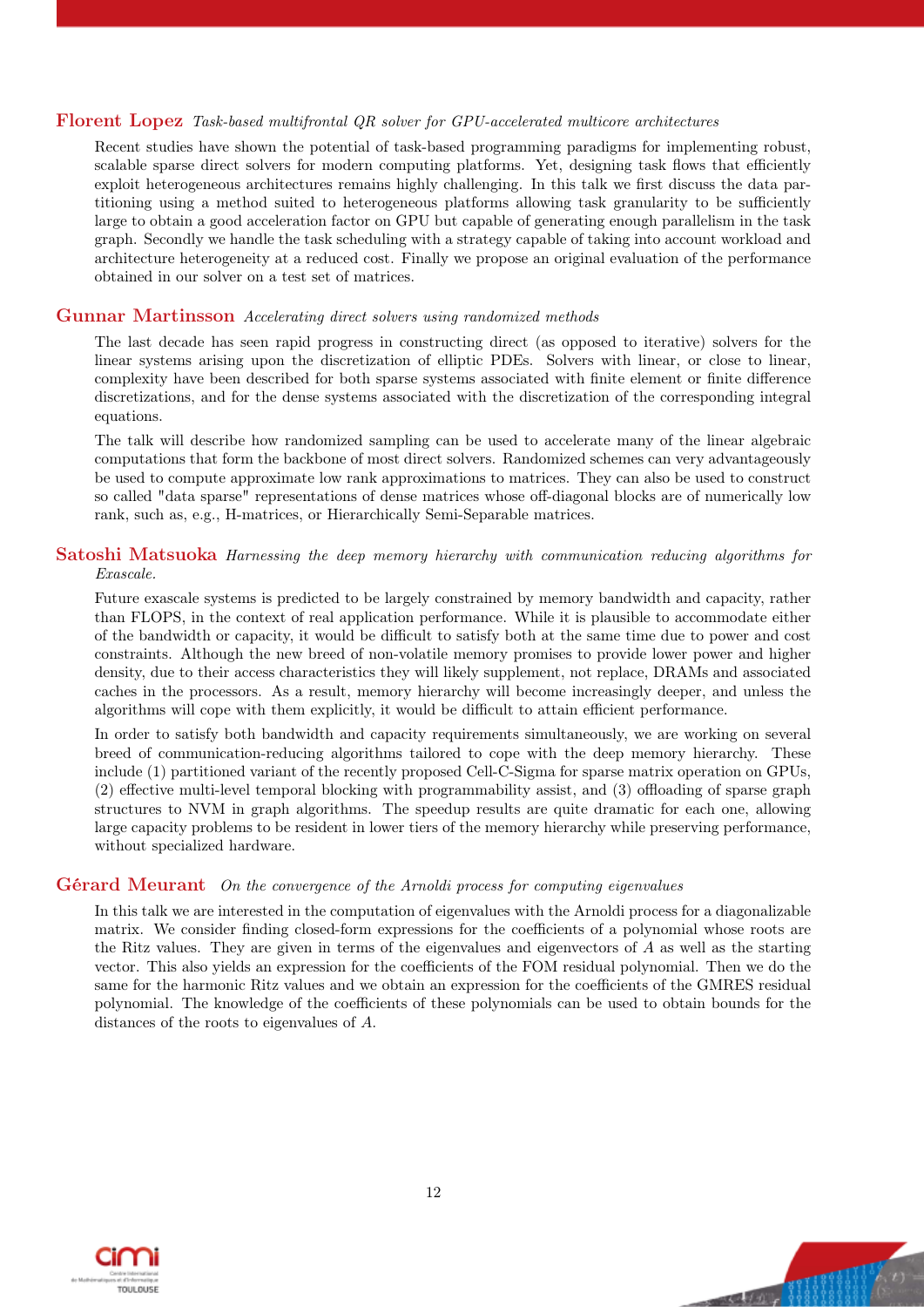**Florent Lopez** *Task-based multifrontal QR solver for GPU-accelerated multicore architectures*

Recent studies have shown the potential of task-based programming paradigms for implementing robust, scalable sparse direct solvers for modern computing platforms. Yet, designing task flows that efficiently exploit heterogeneous architectures remains highly challenging. In this talk we first discuss the data partitioning using a method suited to heterogeneous platforms allowing task granularity to be sufficiently large to obtain a good acceleration factor on GPU but capable of generating enough parallelism in the task graph. Secondly we handle the task scheduling with a strategy capable of taking into account workload and architecture heterogeneity at a reduced cost. Finally we propose an original evaluation of the performance obtained in our solver on a test set of matrices.

**Gunnar Martinsson** *Accelerating direct solvers using randomized methods*

The last decade has seen rapid progress in constructing direct (as opposed to iterative) solvers for the linear systems arising upon the discretization of elliptic PDEs. Solvers with linear, or close to linear, complexity have been described for both sparse systems associated with finite element or finite difference discretizations, and for the dense systems associated with the discretization of the corresponding integral equations.

The talk will describe how randomized sampling can be used to accelerate many of the linear algebraic computations that form the backbone of most direct solvers. Randomized schemes can very advantageously be used to compute approximate low rank approximations to matrices. They can also be used to construct so called "data sparse" representations of dense matrices whose off-diagonal blocks are of numerically low rank, such as, e.g., H-matrices, or Hierarchically Semi-Separable matrices.

**Satoshi Matsuoka** *Harnessing the deep memory hierarchy with communication reducing algorithms for Exascale.*

Future exascale systems is predicted to be largely constrained by memory bandwidth and capacity, rather than FLOPS, in the context of real application performance. While it is plausible to accommodate either of the bandwidth or capacity, it would be difficult to satisfy both at the same time due to power and cost constraints. Although the new breed of non-volatile memory promises to provide lower power and higher density, due to their access characteristics they will likely supplement, not replace, DRAMs and associated caches in the processors. As a result, memory hierarchy will become increasingly deeper, and unless the algorithms will cope with them explicitly, it would be difficult to attain efficient performance.

In order to satisfy both bandwidth and capacity requirements simultaneously, we are working on several breed of communication-reducing algorithms tailored to cope with the deep memory hierarchy. These include (1) partitioned variant of the recently proposed Cell-C-Sigma for sparse matrix operation on GPUs, (2) effective multi-level temporal blocking with programmability assist, and (3) offloading of sparse graph structures to NVM in graph algorithms. The speedup results are quite dramatic for each one, allowing large capacity problems to be resident in lower tiers of the memory hierarchy while preserving performance, without specialized hardware.

**Gérard Meurant** *On the convergence of the Arnoldi process for computing eigenvalues*

In this talk we are interested in the computation of eigenvalues with the Arnoldi process for a diagonalizable matrix. We consider finding closed-form expressions for the coefficients of a polynomial whose roots are the Ritz values. They are given in terms of the eigenvalues and eigenvectors of $A$ as well as the starting vector. This also yields an expression for the coefficients of the FOM residual polynomial. Then we do the same for the harmonic Ritz values and we obtain an expression for the coefficients of the GMRES residual polynomial. The knowledge of the coefficients of these polynomials can be used to obtain bounds for the distances of the roots to eigenvalues of $A$.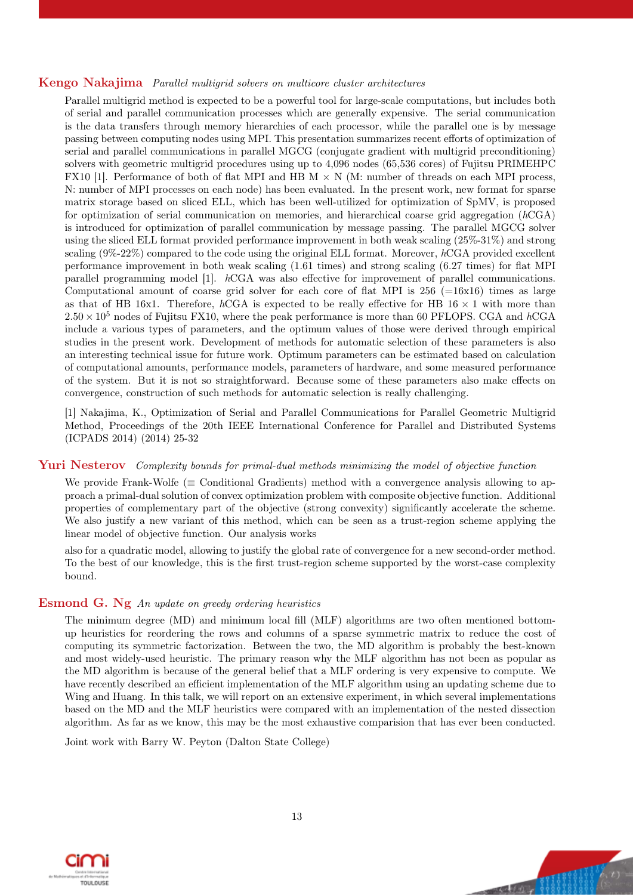**Kengo Nakajima** *Parallel multigrid solvers on multicore cluster architectures*

Parallel multigrid method is expected to be a powerful tool for large-scale computations, but includes both of serial and parallel communication processes which are generally expensive. The serial communication is the data transfers through memory hierarchies of each processor, while the parallel one is by message passing between computing nodes using MPI. This presentation summarizes recent efforts of optimization of serial and parallel communications in parallel MGCG (conjugate gradient with multigrid preconditioning) solvers with geometric multigrid procedures using up to 4,096 nodes (65,536 cores) of Fujitsu PRIMEHPC FX10 [1]. Performance of both of flat MPI and HB M $\times$ N (M: number of threads on each MPI process, N: number of MPI processes on each node) has been evaluated. In the present work, new format for sparse matrix storage based on sliced ELL, which has been well-utilized for optimization of SpMV, is proposed for optimization of serial communication on memories, and hierarchical coarse grid aggregation ($h$CGA) is introduced for optimization of parallel communication by message passing. The parallel MGCG solver using the sliced ELL format provided performance improvement in both weak scaling (25%-31%) and strong scaling (9%-22%) compared to the code using the original ELL format. Moreover, $h$CGA provided excellent performance improvement in both weak scaling (1.61 times) and strong scaling (6.27 times) for flat MPI parallel programming model [1]. $h$CGA was also effective for improvement of parallel communications. Computational amount of coarse grid solver for each core of flat MPI is 256 (=16x16) times as large as that of HB 16x1. Therefore, $h$CGA is expected to be really effective for HB 16 $\times$ 1 with more than $2.50 \times 10^5$ nodes of Fujitsu FX10, where the peak performance is more than 60 PFLOPS. CGA and $h$CGA include a various types of parameters, and the optimum values of those were derived through empirical studies in the present work. Development of methods for automatic selection of these parameters is also an interesting technical issue for future work. Optimum parameters can be estimated based on calculation of computational amounts, performance models, parameters of hardware, and some measured performance of the system. But it is not so straightforward. Because some of these parameters also make effects on convergence, construction of such methods for automatic selection is really challenging.

[1] Nakajima, K., Optimization of Serial and Parallel Communications for Parallel Geometric Multigrid Method, Proceedings of the 20th IEEE International Conference for Parallel and Distributed Systems (ICPADS 2014) (2014) 25-32

**Yuri Nesterov** *Complexity bounds for primal-dual methods minimizing the model of objective function*

We provide Frank-Wolfe ($\equiv$ Conditional Gradients) method with a convergence analysis allowing to approach a primal-dual solution of convex optimization problem with composite objective function. Additional properties of complementary part of the objective (strong convexity) significantly accelerate the scheme. We also justify a new variant of this method, which can be seen as a trust-region scheme applying the linear model of objective function. Our analysis works

also for a quadratic model, allowing to justify the global rate of convergence for a new second-order method. To the best of our knowledge, this is the first trust-region scheme supported by the worst-case complexity bound.

**Esmond G. Ng** *An update on greedy ordering heuristics*

The minimum degree (MD) and minimum local fill (MLF) algorithms are two often mentioned bottom-up heuristics for reordering the rows and columns of a sparse symmetric matrix to reduce the cost of computing its symmetric factorization. Between the two, the MD algorithm is probably the best-known and most widely-used heuristic. The primary reason why the MLF algorithm has not been as popular as the MD algorithm is because of the general belief that a MLF ordering is very expensive to compute. We have recently described an efficient implementation of the MLF algorithm using an updating scheme due to Wing and Huang. In this talk, we will report on an extensive experiment, in which several implementations based on the MD and the MLF heuristics were compared with an implementation of the nested dissection algorithm. As far as we know, this may be the most exhaustive comparision that has ever been conducted.

Joint work with Barry W. Peyton (Dalton State College)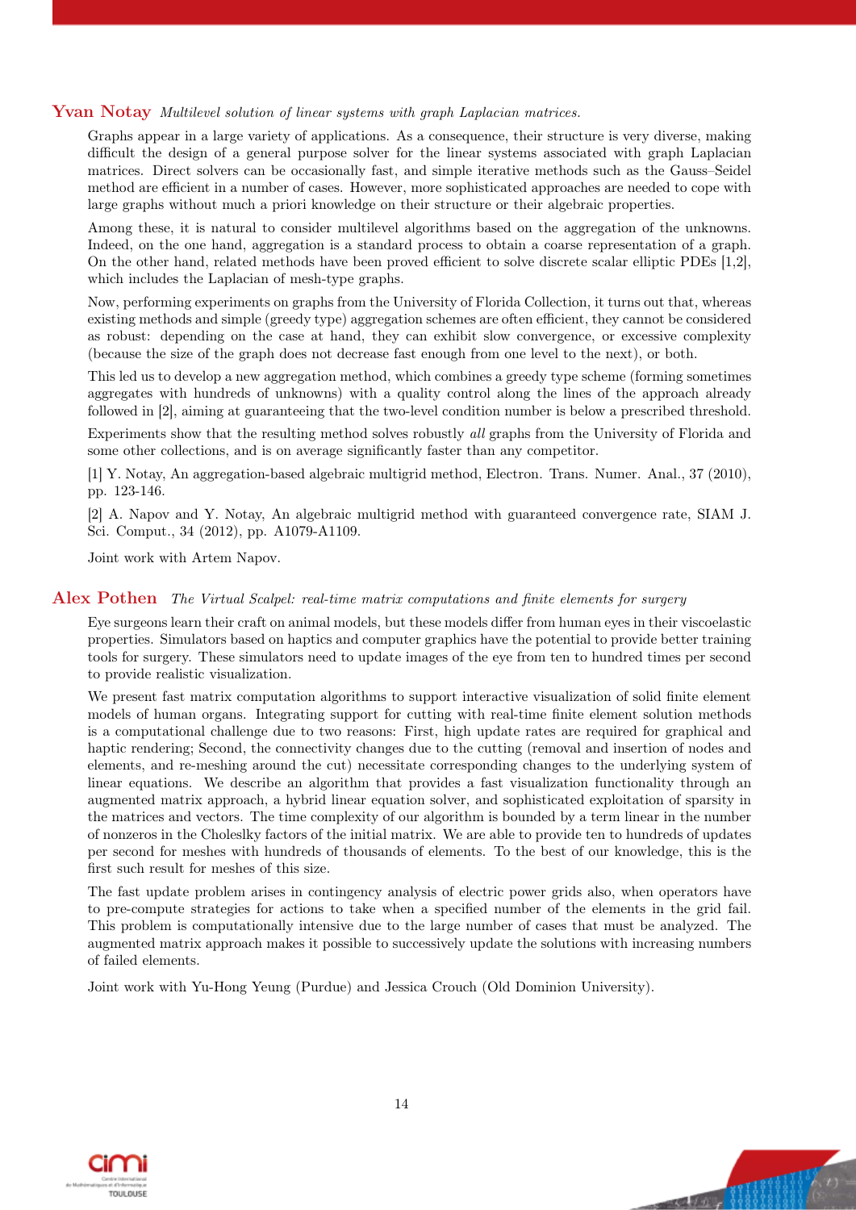### Yvan Notay *Multilevel solution of linear systems with graph Laplacian matrices.*

Graphs appear in a large variety of applications. As a consequence, their structure is very diverse, making difficult the design of a general purpose solver for the linear systems associated with graph Laplacian matrices. Direct solvers can be occasionally fast, and simple iterative methods such as the Gauss–Seidel method are efficient in a number of cases. However, more sophisticated approaches are needed to cope with large graphs without much a priori knowledge on their structure or their algebraic properties.

Among these, it is natural to consider multilevel algorithms based on the aggregation of the unknowns. Indeed, on the one hand, aggregation is a standard process to obtain a coarse representation of a graph. On the other hand, related methods have been proved efficient to solve discrete scalar elliptic PDEs [1,2], which includes the Laplacian of mesh-type graphs.

Now, performing experiments on graphs from the University of Florida Collection, it turns out that, whereas existing methods and simple (greedy type) aggregation schemes are often efficient, they cannot be considered as robust: depending on the case at hand, they can exhibit slow convergence, or excessive complexity (because the size of the graph does not decrease fast enough from one level to the next), or both.

This led us to develop a new aggregation method, which combines a greedy type scheme (forming sometimes aggregates with hundreds of unknowns) with a quality control along the lines of the approach already followed in [2], aiming at guaranteeing that the two-level condition number is below a prescribed threshold.

Experiments show that the resulting method solves robustly *all* graphs from the University of Florida and some other collections, and is on average significantly faster than any competitor.

[1] Y. Notay, An aggregation-based algebraic multigrid method, Electron. Trans. Numer. Anal., 37 (2010), pp. 123-146.

[2] A. Napov and Y. Notay, An algebraic multigrid method with guaranteed convergence rate, SIAM J. Sci. Comput., 34 (2012), pp. A1079-A1109.

Joint work with Artem Napov.

### Alex Pothen *The Virtual Scalpel: real-time matrix computations and finite elements for surgery*

Eye surgeons learn their craft on animal models, but these models differ from human eyes in their viscoelastic properties. Simulators based on haptics and computer graphics have the potential to provide better training tools for surgery. These simulators need to update images of the eye from ten to hundred times per second to provide realistic visualization.

We present fast matrix computation algorithms to support interactive visualization of solid finite element models of human organs. Integrating support for cutting with real-time finite element solution methods is a computational challenge due to two reasons: First, high update rates are required for graphical and haptic rendering; Second, the connectivity changes due to the cutting (removal and insertion of nodes and elements, and re-meshing around the cut) necessitate corresponding changes to the underlying system of linear equations. We describe an algorithm that provides a fast visualization functionality through an augmented matrix approach, a hybrid linear equation solver, and sophisticated exploitation of sparsity in the matrices and vectors. The time complexity of our algorithm is bounded by a term linear in the number of nonzeros in the Choleslky factors of the initial matrix. We are able to provide ten to hundreds of updates per second for meshes with hundreds of thousands of elements. To the best of our knowledge, this is the first such result for meshes of this size.

The fast update problem arises in contingency analysis of electric power grids also, when operators have to pre-compute strategies for actions to take when a specified number of the elements in the grid fail. This problem is computationally intensive due to the large number of cases that must be analyzed. The augmented matrix approach makes it possible to successively update the solutions with increasing numbers of failed elements.

Joint work with Yu-Hong Yeung (Purdue) and Jessica Crouch (Old Dominion University).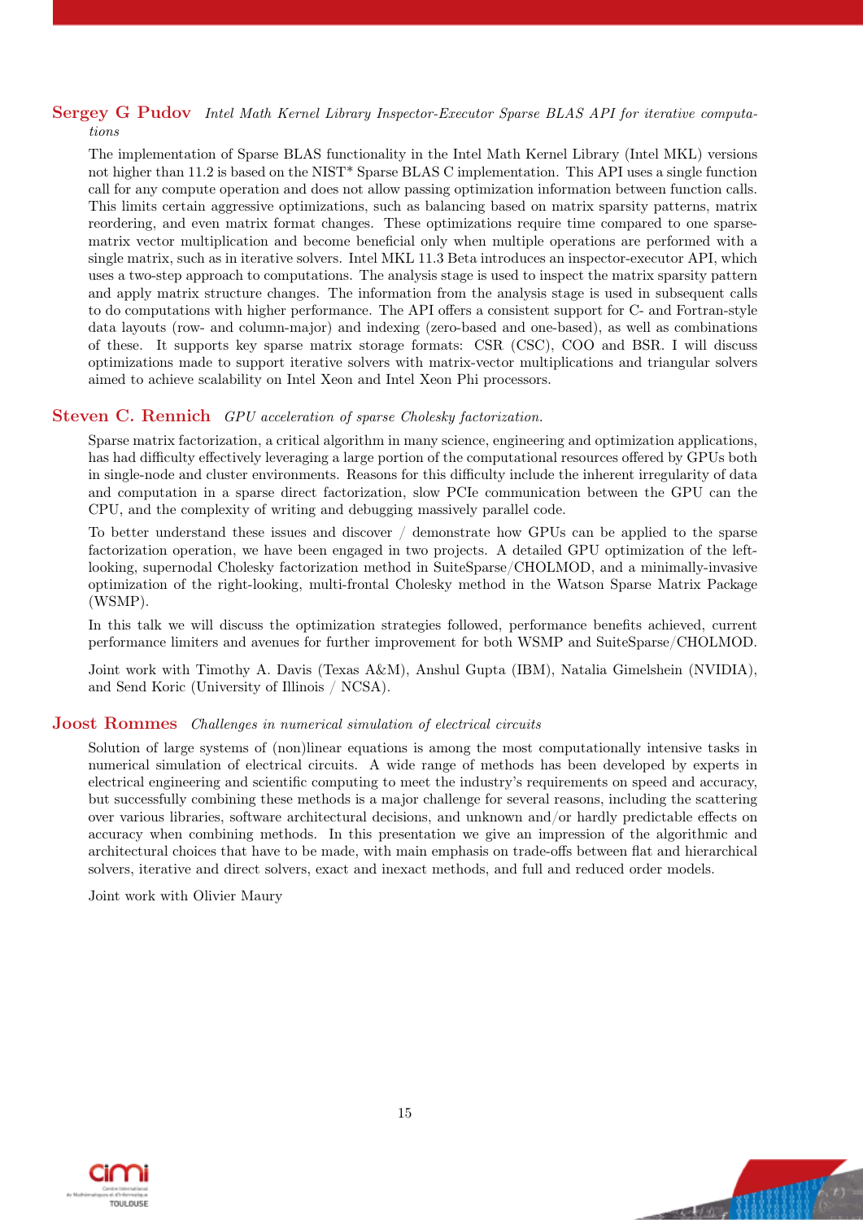### **Sergey G Pudov** *Intel Math Kernel Library Inspector-Executor Sparse BLAS API for iterative computations*

The implementation of Sparse BLAS functionality in the Intel Math Kernel Library (Intel MKL) versions not higher than 11.2 is based on the NIST* Sparse BLAS C implementation. This API uses a single function call for any compute operation and does not allow passing optimization information between function calls. This limits certain aggressive optimizations, such as balancing based on matrix sparsity patterns, matrix reordering, and even matrix format changes. These optimizations require time compared to one sparse-matrix vector multiplication and become beneficial only when multiple operations are performed with a single matrix, such as in iterative solvers. Intel MKL 11.3 Beta introduces an inspector-executor API, which uses a two-step approach to computations. The analysis stage is used to inspect the matrix sparsity pattern and apply matrix structure changes. The information from the analysis stage is used in subsequent calls to do computations with higher performance. The API offers a consistent support for C- and Fortran-style data layouts (row- and column-major) and indexing (zero-based and one-based), as well as combinations of these. It supports key sparse matrix storage formats: CSR (CSC), COO and BSR. I will discuss optimizations made to support iterative solvers with matrix-vector multiplications and triangular solvers aimed to achieve scalability on Intel Xeon and Intel Xeon Phi processors.

### **Steven C. Rennich** *GPU acceleration of sparse Cholesky factorization.*

Sparse matrix factorization, a critical algorithm in many science, engineering and optimization applications, has had difficulty effectively leveraging a large portion of the computational resources offered by GPUs both in single-node and cluster environments. Reasons for this difficulty include the inherent irregularity of data and computation in a sparse direct factorization, slow PCIe communication between the GPU can the CPU, and the complexity of writing and debugging massively parallel code.

To better understand these issues and discover / demonstrate how GPUs can be applied to the sparse factorization operation, we have been engaged in two projects. A detailed GPU optimization of the left-looking, supernodal Cholesky factorization method in SuiteSparse/CHOLMOD, and a minimally-invasive optimization of the right-looking, multi-frontal Cholesky method in the Watson Sparse Matrix Package (WSMP).

In this talk we will discuss the optimization strategies followed, performance benefits achieved, current performance limiters and avenues for further improvement for both WSMP and SuiteSparse/CHOLMOD.

Joint work with Timothy A. Davis (Texas A&M), Anshul Gupta (IBM), Natalia Gimelshein (NVIDIA), and Send Koric (University of Illinois / NCSA).

### **Joost Rommes** *Challenges in numerical simulation of electrical circuits*

Solution of large systems of (non)linear equations is among the most computationally intensive tasks in numerical simulation of electrical circuits. A wide range of methods has been developed by experts in electrical engineering and scientific computing to meet the industry's requirements on speed and accuracy, but successfully combining these methods is a major challenge for several reasons, including the scattering over various libraries, software architectural decisions, and unknown and/or hardly predictable effects on accuracy when combining methods. In this presentation we give an impression of the algorithmic and architectural choices that have to be made, with main emphasis on trade-offs between flat and hierarchical solvers, iterative and direct solvers, exact and inexact methods, and full and reduced order models.

Joint work with Olivier Maury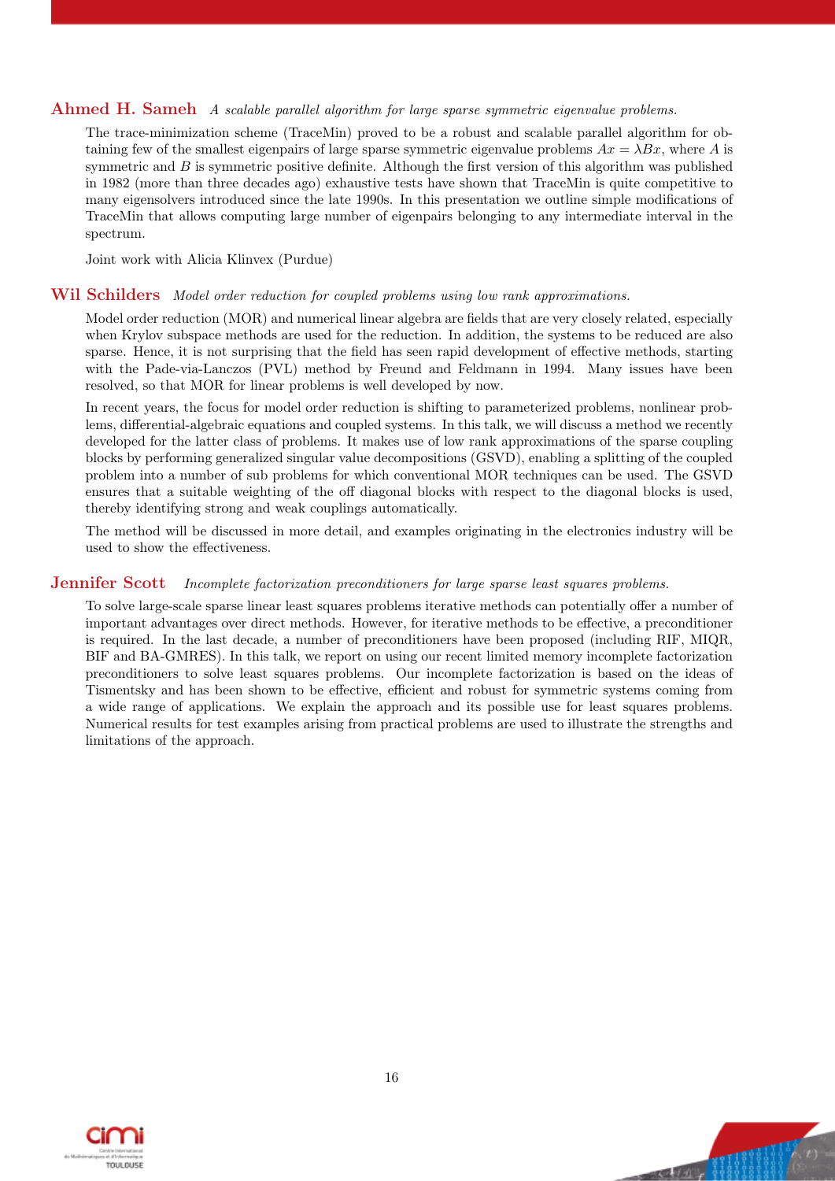**Ahmed H. Sameh** *A scalable parallel algorithm for large sparse symmetric eigenvalue problems.*

The trace-minimization scheme (TraceMin) proved to be a robust and scalable parallel algorithm for obtaining few of the smallest eigenpairs of large sparse symmetric eigenvalue problems $Ax = \lambda Bx$, where $A$ is symmetric and $B$ is symmetric positive definite. Although the first version of this algorithm was published in 1982 (more than three decades ago) exhaustive tests have shown that TraceMin is quite competitive to many eigensolvers introduced since the late 1990s. In this presentation we outline simple modifications of TraceMin that allows computing large number of eigenpairs belonging to any intermediate interval in the spectrum.

Joint work with Alicia Klinvex (Purdue)

**Wil Schilders** *Model order reduction for coupled problems using low rank approximations.*

Model order reduction (MOR) and numerical linear algebra are fields that are very closely related, especially when Krylov subspace methods are used for the reduction. In addition, the systems to be reduced are also sparse. Hence, it is not surprising that the field has seen rapid development of effective methods, starting with the Pade-via-Lanczos (PVL) method by Freund and Feldmann in 1994. Many issues have been resolved, so that MOR for linear problems is well developed by now.

In recent years, the focus for model order reduction is shifting to parameterized problems, nonlinear problems, differential-algebraic equations and coupled systems. In this talk, we will discuss a method we recently developed for the latter class of problems. It makes use of low rank approximations of the sparse coupling blocks by performing generalized singular value decompositions (GSVD), enabling a splitting of the coupled problem into a number of sub problems for which conventional MOR techniques can be used. The GSVD ensures that a suitable weighting of the off diagonal blocks with respect to the diagonal blocks is used, thereby identifying strong and weak couplings automatically.

The method will be discussed in more detail, and examples originating in the electronics industry will be used to show the effectiveness.

**Jennifer Scott** *Incomplete factorization preconditioners for large sparse least squares problems.*

To solve large-scale sparse linear least squares problems iterative methods can potentially offer a number of important advantages over direct methods. However, for iterative methods to be effective, a preconditioner is required. In the last decade, a number of preconditioners have been proposed (including RIF, MIQR, BIF and BA-GMRES). In this talk, we report on using our recent limited memory incomplete factorization preconditioners to solve least squares problems. Our incomplete factorization is based on the ideas of Tismentsky and has been shown to be effective, efficient and robust for symmetric systems coming from a wide range of applications. We explain the approach and its possible use for least squares problems. Numerical results for test examples arising from practical problems are used to illustrate the strengths and limitations of the approach.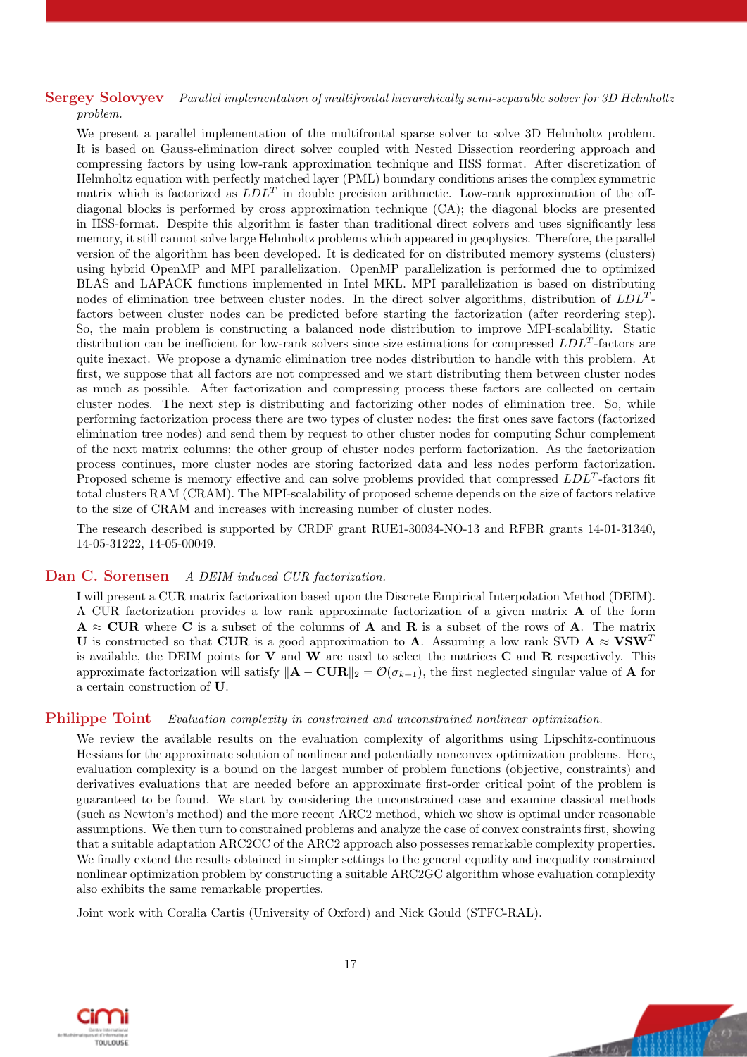**Sergey Solovyev** *Parallel implementation of multifrontal hierarchically semi-separable solver for 3D Helmholtz problem.*

We present a parallel implementation of the multifrontal sparse solver to solve 3D Helmholtz problem. It is based on Gauss-elimination direct solver coupled with Nested Dissection reordering approach and compressing factors by using low-rank approximation technique and HSS format. After discretization of Helmholtz equation with perfectly matched layer (PML) boundary conditions arises the complex symmetric matrix which is factorized as $LDL^T$ in double precision arithmetic. Low-rank approximation of the off-diagonal blocks is performed by cross approximation technique (CA); the diagonal blocks are presented in HSS-format. Despite this algorithm is faster than traditional direct solvers and uses significantly less memory, it still cannot solve large Helmholtz problems which appeared in geophysics. Therefore, the parallel version of the algorithm has been developed. It is dedicated for on distributed memory systems (clusters) using hybrid OpenMP and MPI parallelization. OpenMP parallelization is performed due to optimized BLAS and LAPACK functions implemented in Intel MKL. MPI parallelization is based on distributing nodes of elimination tree between cluster nodes. In the direct solver algorithms, distribution of $LDL^T$-factors between cluster nodes can be predicted before starting the factorization (after reordering step). So, the main problem is constructing a balanced node distribution to improve MPI-scalability. Static distribution can be inefficient for low-rank solvers since size estimations for compressed $LDL^T$-factors are quite inexact. We propose a dynamic elimination tree nodes distribution to handle with this problem. At first, we suppose that all factors are not compressed and we start distributing them between cluster nodes as much as possible. After factorization and compressing process these factors are collected on certain cluster nodes. The next step is distributing and factorizing other nodes of elimination tree. So, while performing factorization process there are two types of cluster nodes: the first ones save factors (factorized elimination tree nodes) and send them by request to other cluster nodes for computing Schur complement of the next matrix columns; the other group of cluster nodes perform factorization. As the factorization process continues, more cluster nodes are storing factorized data and less nodes perform factorization. Proposed scheme is memory effective and can solve problems provided that compressed $LDL^T$-factors fit total clusters RAM (CRAM). The MPI-scalability of proposed scheme depends on the size of factors relative to the size of CRAM and increases with increasing number of cluster nodes.

The research described is supported by CRDF grant RUE1-30034-NO-13 and RFBR grants 14-01-31340, 14-05-31222, 14-05-00049.

**Dan C. Sorensen** *A DEIM induced CUR factorization.*

I will present a CUR matrix factorization based upon the Discrete Empirical Interpolation Method (DEIM). A CUR factorization provides a low rank approximate factorization of a given matrix $\mathbf{A}$ of the form $\mathbf{A} \approx \mathbf{CUR}$ where $\mathbf{C}$ is a subset of the columns of $\mathbf{A}$ and $\mathbf{R}$ is a subset of the rows of $\mathbf{A}$. The matrix $\mathbf{U}$ is constructed so that $\mathbf{CUR}$ is a good approximation to $\mathbf{A}$. Assuming a low rank SVD $\mathbf{A} \approx \mathbf{VSW}^T$ is available, the DEIM points for $\mathbf{V}$ and $\mathbf{W}$ are used to select the matrices $\mathbf{C}$ and $\mathbf{R}$ respectively. This approximate factorization will satisfy $\|\mathbf{A} - \mathbf{CUR}\|_2 = \mathcal{O}(\sigma_{k+1})$, the first neglected singular value of $\mathbf{A}$ for a certain construction of $\mathbf{U}$.

**Philippe Toint** *Evaluation complexity in constrained and unconstrained nonlinear optimization.*

We review the available results on the evaluation complexity of algorithms using Lipschitz-continuous Hessians for the approximate solution of nonlinear and potentially nonconvex optimization problems. Here, evaluation complexity is a bound on the largest number of problem functions (objective, constraints) and derivatives evaluations that are needed before an approximate first-order critical point of the problem is guaranteed to be found. We start by considering the unconstrained case and examine classical methods (such as Newton's method) and the more recent ARC2 method, which we show is optimal under reasonable assumptions. We then turn to constrained problems and analyze the case of convex constraints first, showing that a suitable adaptation ARC2CC of the ARC2 approach also possesses remarkable complexity properties. We finally extend the results obtained in simpler settings to the general equality and inequality constrained nonlinear optimization problem by constructing a suitable ARC2GC algorithm whose evaluation complexity also exhibits the same remarkable properties.

Joint work with Coralia Cartis (University of Oxford) and Nick Gould (STFC-RAL).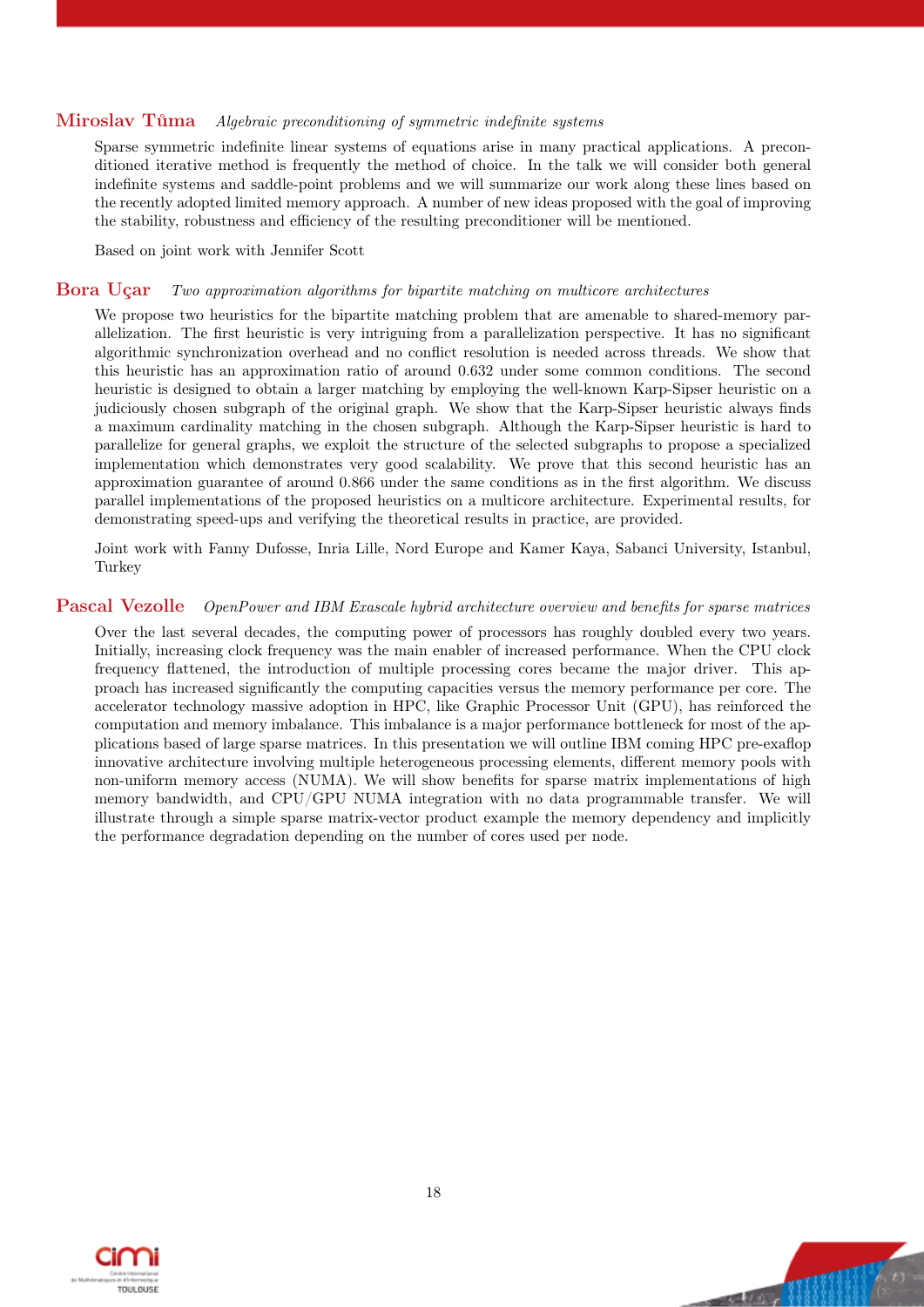### **Miroslav Tůma** *Algebraic preconditioning of symmetric indefinite systems*

Sparse symmetric indefinite linear systems of equations arise in many practical applications. A preconditioned iterative method is frequently the method of choice. In the talk we will consider both general indefinite systems and saddle-point problems and we will summarize our work along these lines based on the recently adopted limited memory approach. A number of new ideas proposed with the goal of improving the stability, robustness and efficiency of the resulting preconditioner will be mentioned.

Based on joint work with Jennifer Scott

### **Bora Uçar** *Two approximation algorithms for bipartite matching on multicore architectures*

We propose two heuristics for the bipartite matching problem that are amenable to shared-memory parallelization. The first heuristic is very intriguing from a parallelization perspective. It has no significant algorithmic synchronization overhead and no conflict resolution is needed across threads. We show that this heuristic has an approximation ratio of around 0.632 under some common conditions. The second heuristic is designed to obtain a larger matching by employing the well-known Karp-Sipser heuristic on a judiciously chosen subgraph of the original graph. We show that the Karp-Sipser heuristic always finds a maximum cardinality matching in the chosen subgraph. Although the Karp-Sipser heuristic is hard to parallelize for general graphs, we exploit the structure of the selected subgraphs to propose a specialized implementation which demonstrates very good scalability. We prove that this second heuristic has an approximation guarantee of around 0.866 under the same conditions as in the first algorithm. We discuss parallel implementations of the proposed heuristics on a multicore architecture. Experimental results, for demonstrating speed-ups and verifying the theoretical results in practice, are provided.

Joint work with Fanny Dufosse, Inria Lille, Nord Europe and Kamer Kaya, Sabanci University, Istanbul, Turkey

### **Pascal Vezolle** *OpenPower and IBM Exascale hybrid architecture overview and benefits for sparse matrices*

Over the last several decades, the computing power of processors has roughly doubled every two years. Initially, increasing clock frequency was the main enabler of increased performance. When the CPU clock frequency flattened, the introduction of multiple processing cores became the major driver. This approach has increased significantly the computing capacities versus the memory performance per core. The accelerator technology massive adoption in HPC, like Graphic Processor Unit (GPU), has reinforced the computation and memory imbalance. This imbalance is a major performance bottleneck for most of the applications based of large sparse matrices. In this presentation we will outline IBM coming HPC pre-exaflop innovative architecture involving multiple heterogeneous processing elements, different memory pools with non-uniform memory access (NUMA). We will show benefits for sparse matrix implementations of high memory bandwidth, and CPU/GPU NUMA integration with no data programmable transfer. We will illustrate through a simple sparse matrix-vector product example the memory dependency and implicitly the performance degradation depending on the number of cores used per node.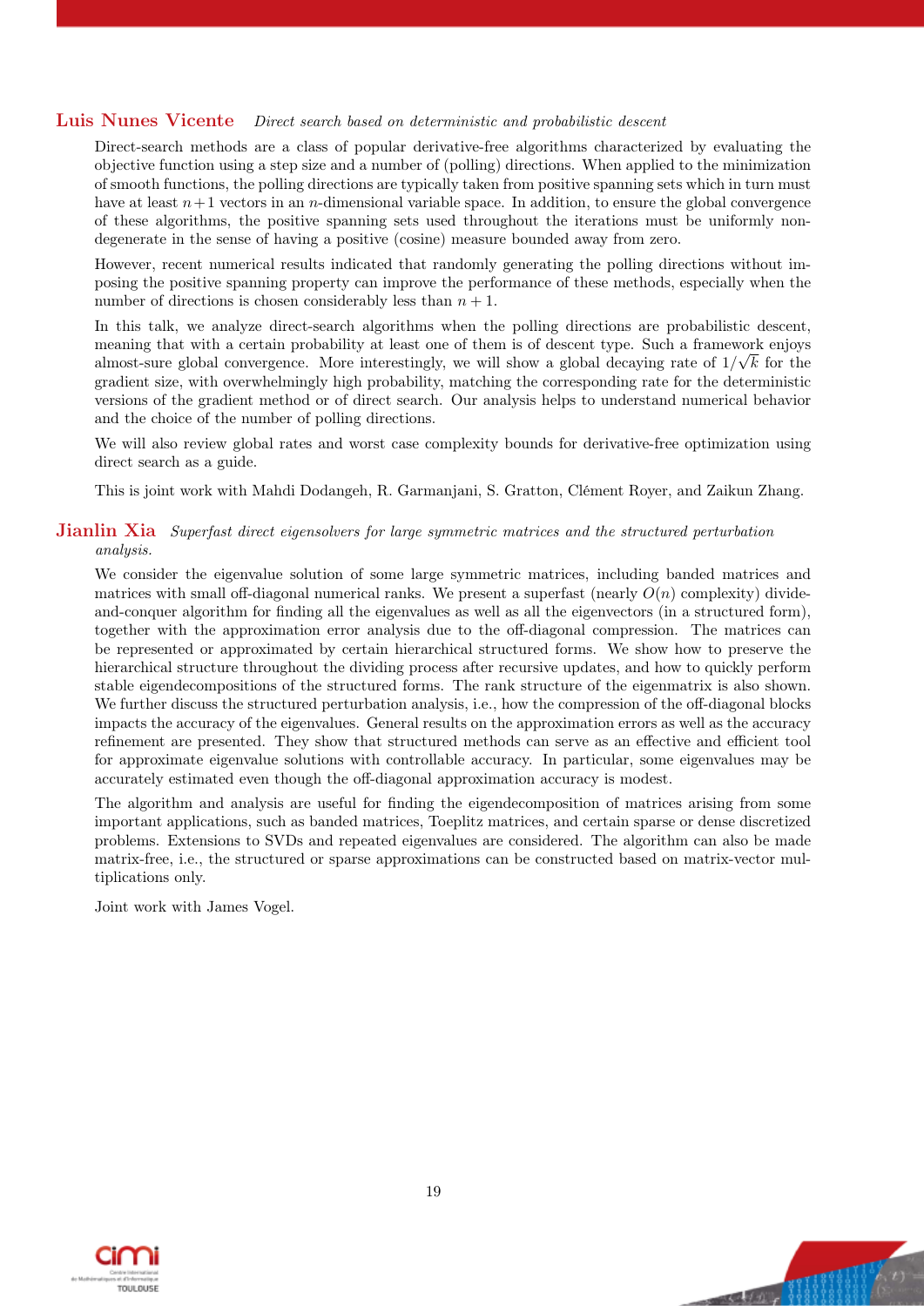**Luis Nunes Vicente** *Direct search based on deterministic and probabilistic descent*

Direct-search methods are a class of popular derivative-free algorithms characterized by evaluating the objective function using a step size and a number of (polling) directions. When applied to the minimization of smooth functions, the polling directions are typically taken from positive spanning sets which in turn must have at least $n+1$ vectors in an $n$-dimensional variable space. In addition, to ensure the global convergence of these algorithms, the positive spanning sets used throughout the iterations must be uniformly non-degenerate in the sense of having a positive (cosine) measure bounded away from zero.

However, recent numerical results indicated that randomly generating the polling directions without imposing the positive spanning property can improve the performance of these methods, especially when the number of directions is chosen considerably less than $n+1$.

In this talk, we analyze direct-search algorithms when the polling directions are probabilistic descent, meaning that with a certain probability at least one of them is of descent type. Such a framework enjoys almost-sure global convergence. More interestingly, we will show a global decaying rate of $1/\sqrt{k}$ for the gradient size, with overwhelmingly high probability, matching the corresponding rate for the deterministic versions of the gradient method or of direct search. Our analysis helps to understand numerical behavior and the choice of the number of polling directions.

We will also review global rates and worst case complexity bounds for derivative-free optimization using direct search as a guide.

This is joint work with Mahdi Dodangeh, R. Garmanjani, S. Gratton, Clément Royer, and Zaikun Zhang.

**Jianlin Xia** *Superfast direct eigensolvers for large symmetric matrices and the structured perturbation analysis.*

We consider the eigenvalue solution of some large symmetric matrices, including banded matrices and matrices with small off-diagonal numerical ranks. We present a superfast (nearly $O(n)$ complexity) divide-and-conquer algorithm for finding all the eigenvalues as well as all the eigenvectors (in a structured form), together with the approximation error analysis due to the off-diagonal compression. The matrices can be represented or approximated by certain hierarchical structured forms. We show how to preserve the hierarchical structure throughout the dividing process after recursive updates, and how to quickly perform stable eigendecompositions of the structured forms. The rank structure of the eigenmatrix is also shown. We further discuss the structured perturbation analysis, i.e., how the compression of the off-diagonal blocks impacts the accuracy of the eigenvalues. General results on the approximation errors as well as the accuracy refinement are presented. They show that structured methods can serve as an effective and efficient tool for approximate eigenvalue solutions with controllable accuracy. In particular, some eigenvalues may be accurately estimated even though the off-diagonal approximation accuracy is modest.

The algorithm and analysis are useful for finding the eigendecomposition of matrices arising from some important applications, such as banded matrices, Toeplitz matrices, and certain sparse or dense discretized problems. Extensions to SVDs and repeated eigenvalues are considered. The algorithm can also be made matrix-free, i.e., the structured or sparse approximations can be constructed based on matrix-vector multiplications only.

Joint work with James Vogel.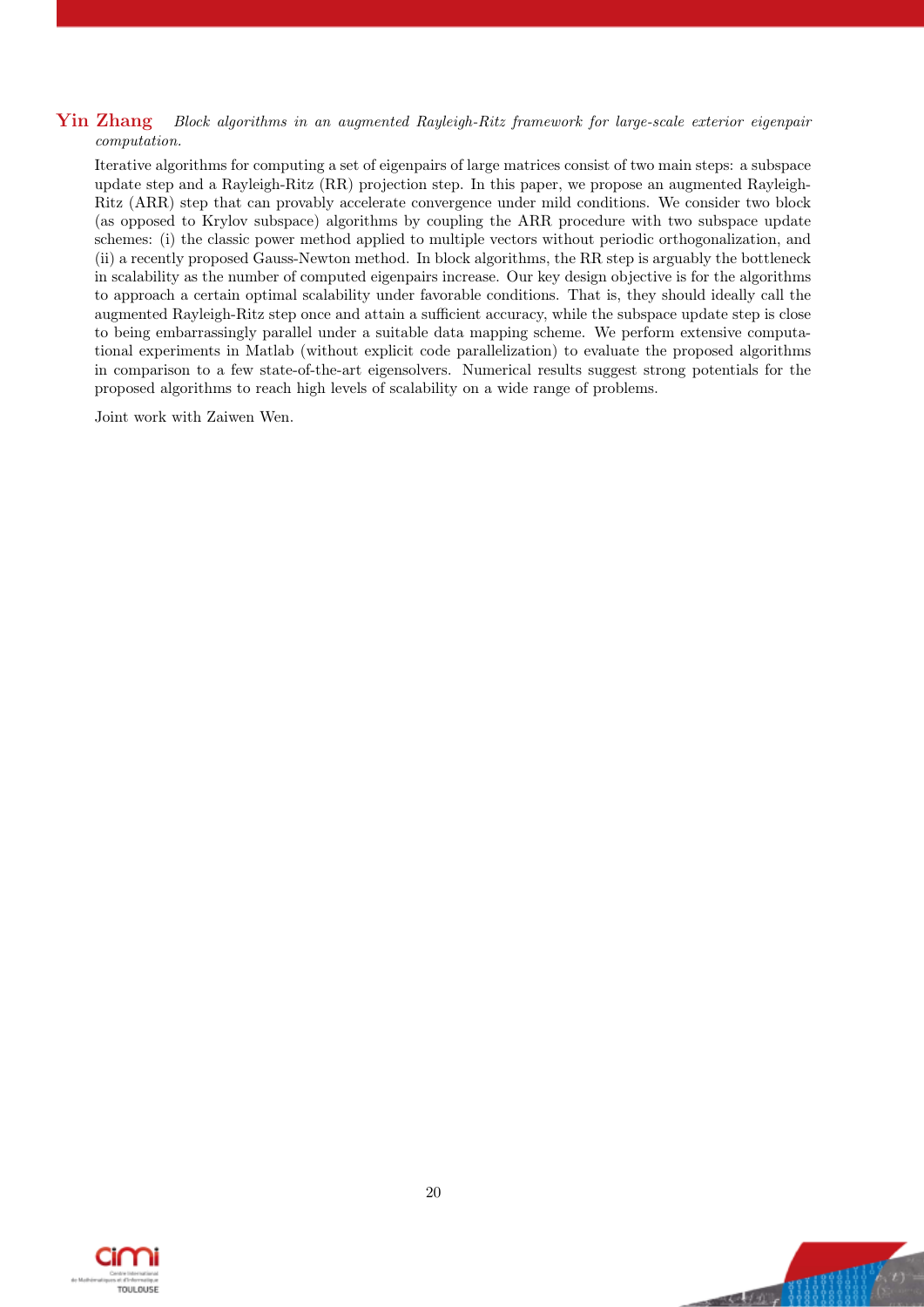**Yin Zhang** *Block algorithms in an augmented Rayleigh-Ritz framework for large-scale exterior eigenpair computation.*

Iterative algorithms for computing a set of eigenpairs of large matrices consist of two main steps: a subspace update step and a Rayleigh-Ritz (RR) projection step. In this paper, we propose an augmented Rayleigh-Ritz (ARR) step that can provably accelerate convergence under mild conditions. We consider two block (as opposed to Krylov subspace) algorithms by coupling the ARR procedure with two subspace update schemes: (i) the classic power method applied to multiple vectors without periodic orthogonalization, and (ii) a recently proposed Gauss-Newton method. In block algorithms, the RR step is arguably the bottleneck in scalability as the number of computed eigenpairs increase. Our key design objective is for the algorithms to approach a certain optimal scalability under favorable conditions. That is, they should ideally call the augmented Rayleigh-Ritz step once and attain a sufficient accuracy, while the subspace update step is close to being embarrassingly parallel under a suitable data mapping scheme. We perform extensive computational experiments in Matlab (without explicit code parallelization) to evaluate the proposed algorithms in comparison to a few state-of-the-art eigensolvers. Numerical results suggest strong potentials for the proposed algorithms to reach high levels of scalability on a wide range of problems.

Joint work with Zaiwen Wen.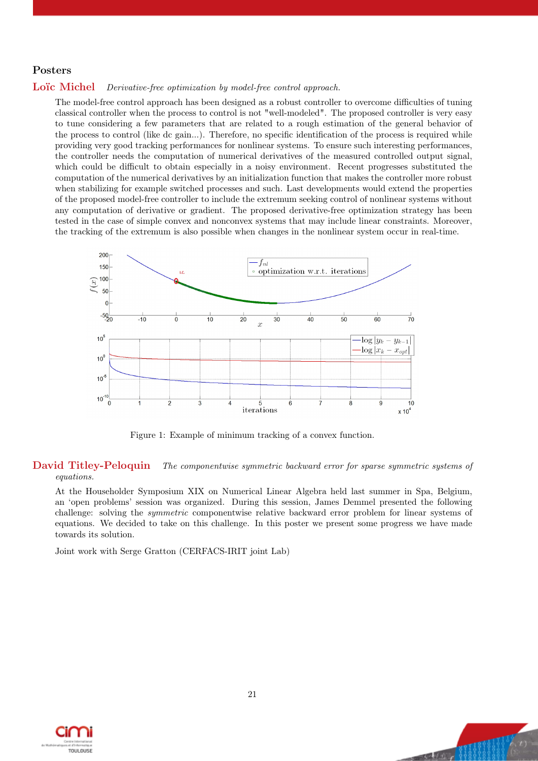## Posters

**Loïc Michel** *Derivative-free optimization by model-free control approach.*

The model-free control approach has been designed as a robust controller to overcome difficulties of tuning classical controller when the process to control is not "well-modeled". The proposed controller is very easy to tune considering a few parameters that are related to a rough estimation of the general behavior of the process to control (like dc gain...). Therefore, no specific identification of the process is required while providing very good tracking performances for nonlinear systems. To ensure such interesting performances, the controller needs the computation of numerical derivatives of the measured controlled output signal, which could be difficult to obtain especially in a noisy environment. Recent progresses substituted the computation of the numerical derivatives by an initialization function that makes the controller more robust when stabilizing for example switched processes and such. Last developments would extend the properties of the proposed model-free controller to include the extremum seeking control of nonlinear systems without any computation of derivative or gradient. The proposed derivative-free optimization strategy has been tested in the case of simple convex and nonconvex systems that may include linear constraints. Moreover, the tracking of the extremum is also possible when changes in the nonlinear system occur in real-time.

Figure 1: Example of minimum tracking of a convex function.

**David Titley-Peloquin** *The componentwise symmetric backward error for sparse symmetric systems of equations.*

At the Householder Symposium XIX on Numerical Linear Algebra held last summer in Spa, Belgium, an 'open problems' session was organized. During this session, James Demmel presented the following challenge: solving the *symmetric* componentwise relative backward error problem for linear systems of equations. We decided to take on this challenge. In this poster we present some progress we have made towards its solution.

Joint work with Serge Gratton (CERFACS-IRIT joint Lab)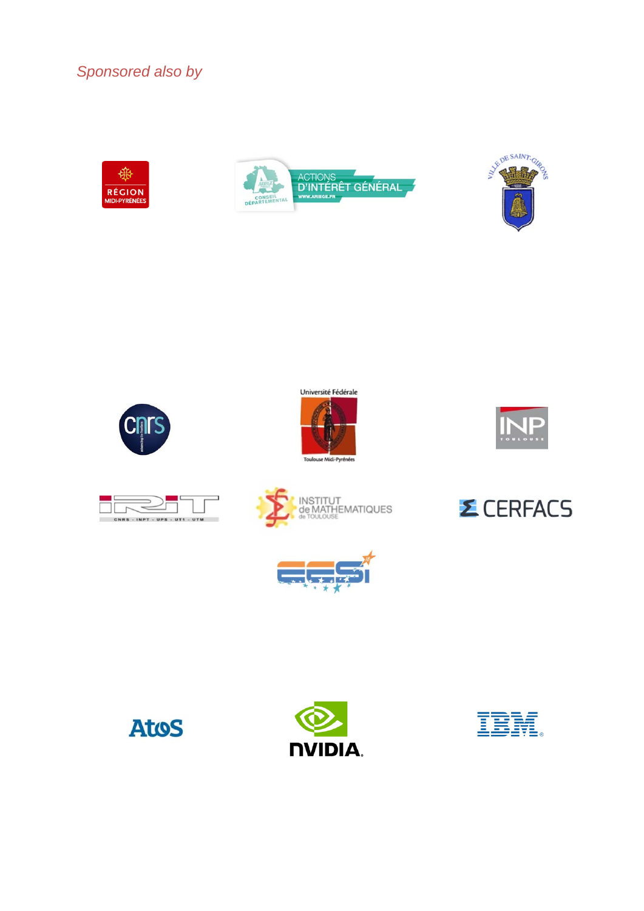*Sponsored also by*